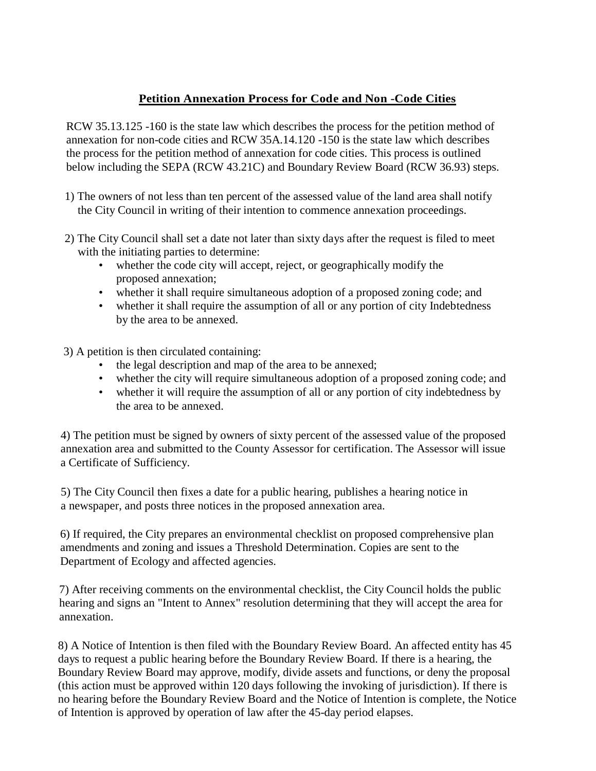# **Petition Annexation Process for Code and Non -Code Cities**

RCW 35.13.125 -160 is the state law which describes the process for the petition method of annexation for non-code cities and RCW 35A.14.120 -150 is the state law which describes the process for the petition method of annexation for code cities. This process is outlined below including the SEPA (RCW 43.21C) and Boundary Review Board (RCW 36.93) steps.

1) The owners of not less than ten percent of the assessed value of the land area shall notify the City Council in writing of their intention to commence annexation proceedings.

2) The City Council shall set a date not later than sixty days after the request is filed to meet with the initiating parties to determine:
   - whether the code city will accept, reject, or geographically modify the proposed annexation;
   - whether it shall require simultaneous adoption of a proposed zoning code; and
   - whether it shall require the assumption of all or any portion of city Indebtedness by the area to be annexed.

3) A petition is then circulated containing:
   - the legal description and map of the area to be annexed;
   - whether the city will require simultaneous adoption of a proposed zoning code; and
   - whether it will require the assumption of all or any portion of city indebtedness by the area to be annexed.

4) The petition must be signed by owners of sixty percent of the assessed value of the proposed annexation area and submitted to the County Assessor for certification. The Assessor will issue a Certificate of Sufficiency.

5) The City Council then fixes a date for a public hearing, publishes a hearing notice in a newspaper, and posts three notices in the proposed annexation area.

6) If required, the City prepares an environmental checklist on proposed comprehensive plan amendments and zoning and issues a Threshold Determination. Copies are sent to the Department of Ecology and affected agencies.

7) After receiving comments on the environmental checklist, the City Council holds the public hearing and signs an "Intent to Annex" resolution determining that they will accept the area for annexation.

8) A Notice of Intention is then filed with the Boundary Review Board. An affected entity has 45 days to request a public hearing before the Boundary Review Board. If there is a hearing, the Boundary Review Board may approve, modify, divide assets and functions, or deny the proposal (this action must be approved within 120 days following the invoking of jurisdiction). If there is no hearing before the Boundary Review Board and the Notice of Intention is complete, the Notice of Intention is approved by operation of law after the 45-day period elapses.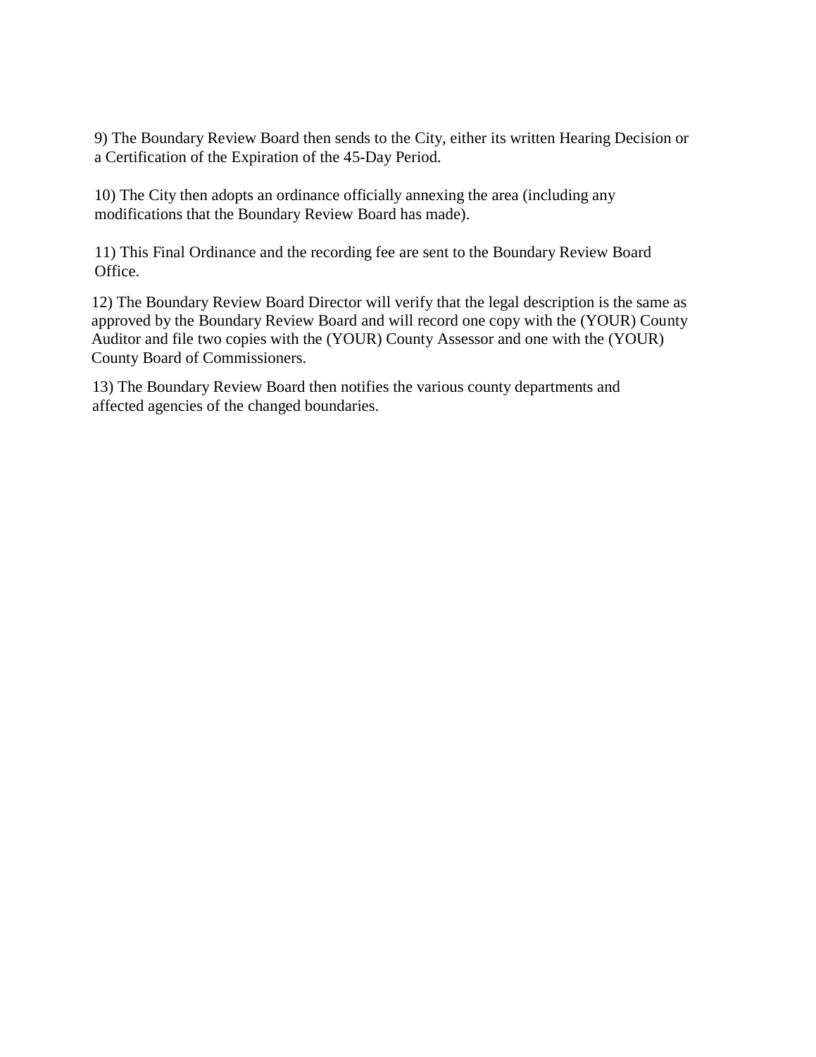9) The Boundary Review Board then sends to the City, either its written Hearing Decision or a Certification of the Expiration of the 45-Day Period.

10) The City then adopts an ordinance officially annexing the area (including any modifications that the Boundary Review Board has made).

11) This Final Ordinance and the recording fee are sent to the Boundary Review Board Office.

12) The Boundary Review Board Director will verify that the legal description is the same as approved by the Boundary Review Board and will record one copy with the (YOUR) County Auditor and file two copies with the (YOUR) County Assessor and one with the (YOUR) County Board of Commissioners.

13) The Boundary Review Board then notifies the various county departments and affected agencies of the changed boundaries.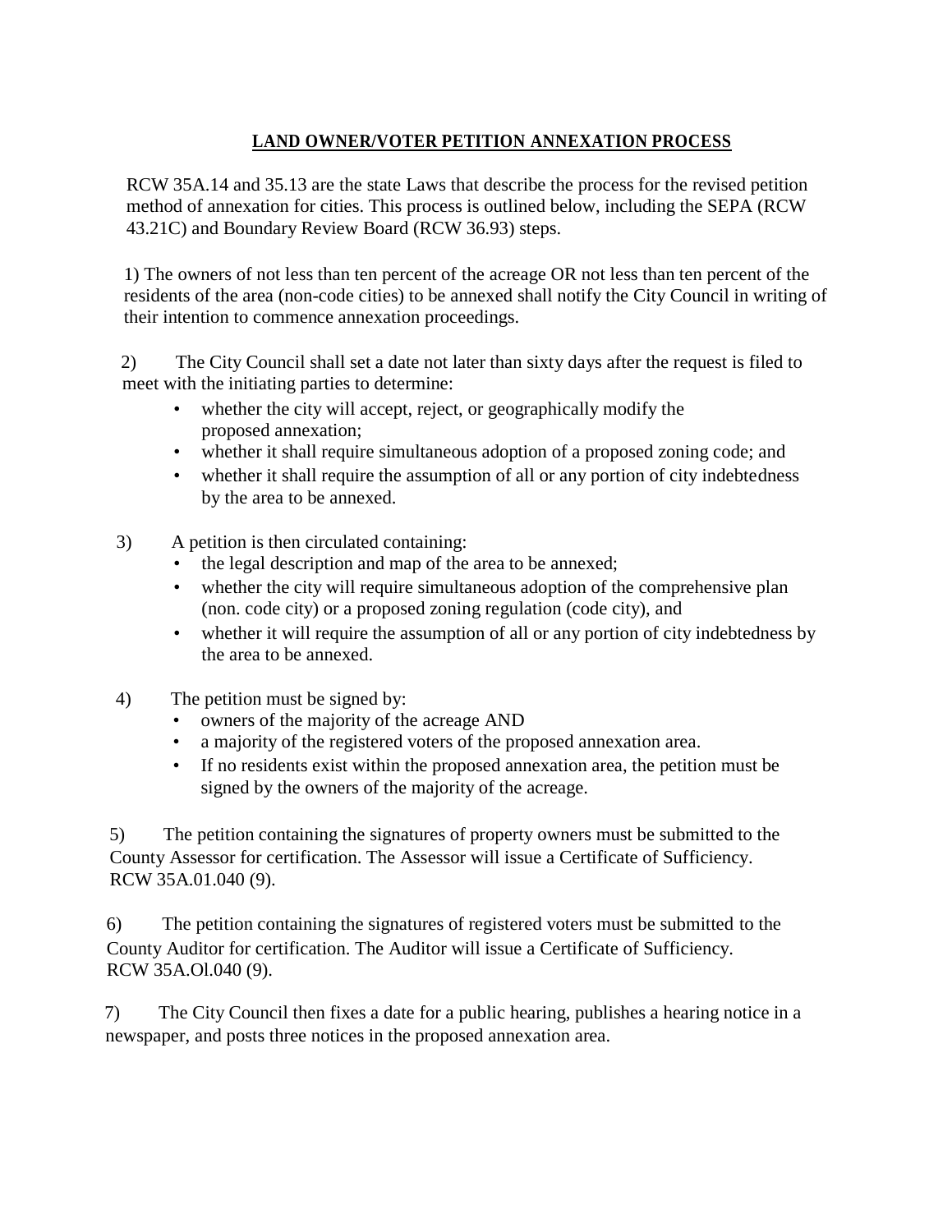**LAND OWNER/VOTER PETITION ANNEXATION PROCESS**

RCW 35A.14 and 35.13 are the state Laws that describe the process for the revised petition method of annexation for cities. This process is outlined below, including the SEPA (RCW 43.21C) and Boundary Review Board (RCW 36.93) steps.

1) The owners of not less than ten percent of the acreage OR not less than ten percent of the residents of the area (non-code cities) to be annexed shall notify the City Council in writing of their intention to commence annexation proceedings.

2) The City Council shall set a date not later than sixty days after the request is filed to meet with the initiating parties to determine:

- whether the city will accept, reject, or geographically modify the proposed annexation;
- whether it shall require simultaneous adoption of a proposed zoning code; and
- whether it shall require the assumption of all or any portion of city indebtedness by the area to be annexed.

3) A petition is then circulated containing:

- the legal description and map of the area to be annexed;
- whether the city will require simultaneous adoption of the comprehensive plan (non. code city) or a proposed zoning regulation (code city), and
- whether it will require the assumption of all or any portion of city indebtedness by the area to be annexed.

4) The petition must be signed by:

- owners of the majority of the acreage AND
- a majority of the registered voters of the proposed annexation area.
- If no residents exist within the proposed annexation area, the petition must be signed by the owners of the majority of the acreage.

5) The petition containing the signatures of property owners must be submitted to the County Assessor for certification. The Assessor will issue a Certificate of Sufficiency. RCW 35A.01.040 (9).

6) The petition containing the signatures of registered voters must be submitted to the County Auditor for certification. The Auditor will issue a Certificate of Sufficiency. RCW 35A.Ol.040 (9).

7) The City Council then fixes a date for a public hearing, publishes a hearing notice in a newspaper, and posts three notices in the proposed annexation area.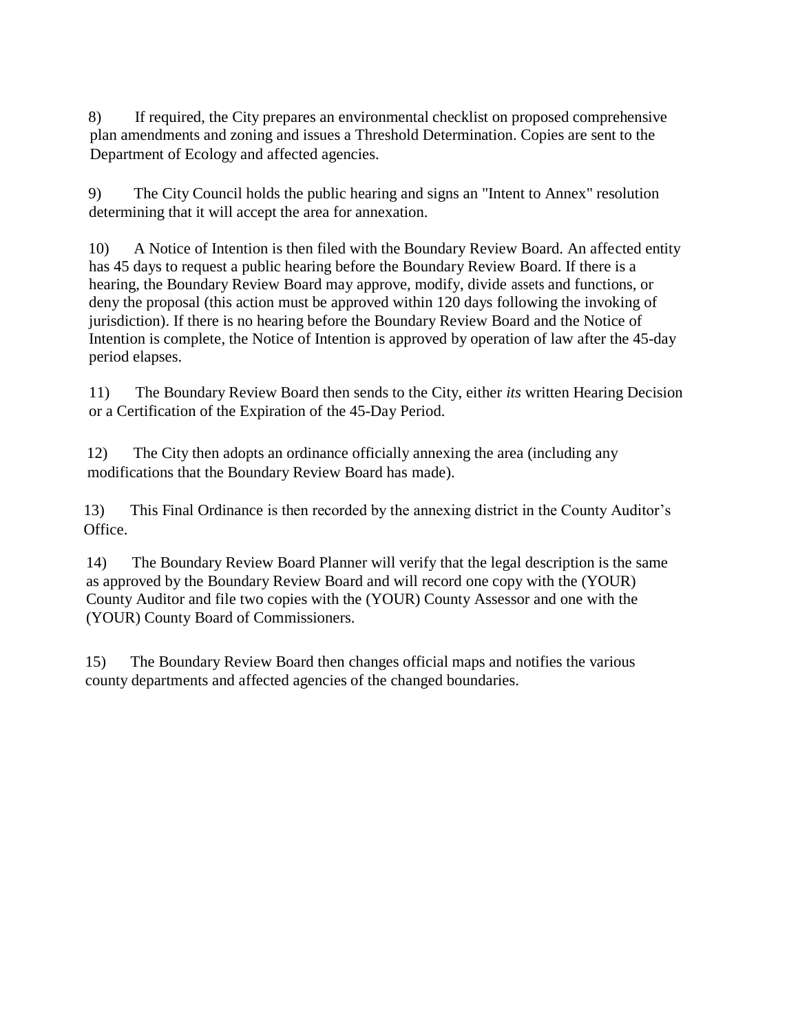8) If required, the City prepares an environmental checklist on proposed comprehensive plan amendments and zoning and issues a Threshold Determination. Copies are sent to the Department of Ecology and affected agencies.

9) The City Council holds the public hearing and signs an "Intent to Annex" resolution determining that it will accept the area for annexation.

10) A Notice of Intention is then filed with the Boundary Review Board. An affected entity has 45 days to request a public hearing before the Boundary Review Board. If there is a hearing, the Boundary Review Board may approve, modify, divide assets and functions, or deny the proposal (this action must be approved within 120 days following the invoking of jurisdiction). If there is no hearing before the Boundary Review Board and the Notice of Intention is complete, the Notice of Intention is approved by operation of law after the 45-day period elapses.

11) The Boundary Review Board then sends to the City, either *its* written Hearing Decision or a Certification of the Expiration of the 45-Day Period.

12) The City then adopts an ordinance officially annexing the area (including any modifications that the Boundary Review Board has made).

13) This Final Ordinance is then recorded by the annexing district in the County Auditor's Office.

14) The Boundary Review Board Planner will verify that the legal description is the same as approved by the Boundary Review Board and will record one copy with the (YOUR) County Auditor and file two copies with the (YOUR) County Assessor and one with the (YOUR) County Board of Commissioners.

15) The Boundary Review Board then changes official maps and notifies the various county departments and affected agencies of the changed boundaries.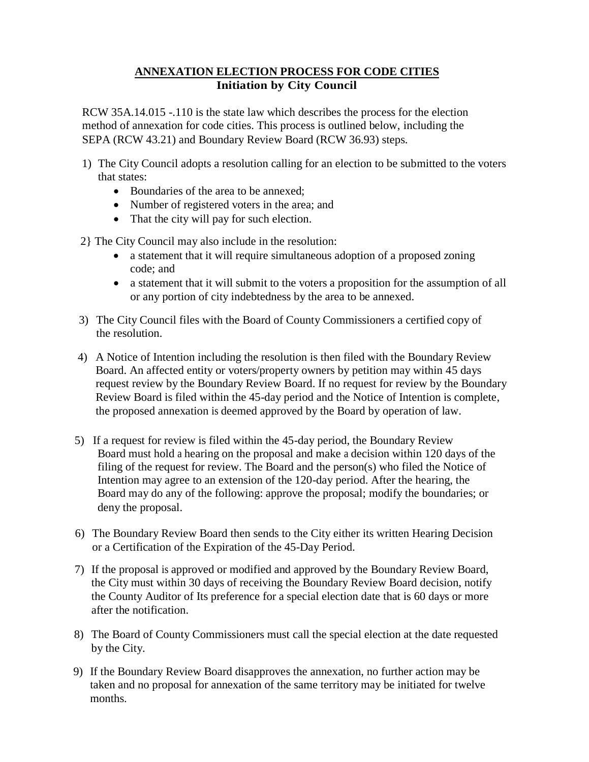# ANNEXATION ELECTION PROCESS FOR CODE CITIES

## Initiation by City Council

RCW 35A.14.015 -.110 is the state law which describes the process for the election method of annexation for code cities. This process is outlined below, including the SEPA (RCW 43.21) and Boundary Review Board (RCW 36.93) steps.

1) The City Council adopts a resolution calling for an election to be submitted to the voters that states:
   - Boundaries of the area to be annexed;
   - Number of registered voters in the area; and
   - That the city will pay for such election.

2} The City Council may also include in the resolution:
   - a statement that it will require simultaneous adoption of a proposed zoning code; and
   - a statement that it will submit to the voters a proposition for the assumption of all or any portion of city indebtedness by the area to be annexed.

3) The City Council files with the Board of County Commissioners a certified copy of the resolution.

4) A Notice of Intention including the resolution is then filed with the Boundary Review Board. An affected entity or voters/property owners by petition may within 45 days request review by the Boundary Review Board. If no request for review by the Boundary Review Board is filed within the 45-day period and the Notice of Intention is complete, the proposed annexation is deemed approved by the Board by operation of law.

5) If a request for review is filed within the 45-day period, the Boundary Review Board must hold a hearing on the proposal and make a decision within 120 days of the filing of the request for review. The Board and the person(s) who filed the Notice of Intention may agree to an extension of the 120-day period. After the hearing, the Board may do any of the following: approve the proposal; modify the boundaries; or deny the proposal.

6) The Boundary Review Board then sends to the City either its written Hearing Decision or a Certification of the Expiration of the 45-Day Period.

7) If the proposal is approved or modified and approved by the Boundary Review Board, the City must within 30 days of receiving the Boundary Review Board decision, notify the County Auditor of Its preference for a special election date that is 60 days or more after the notification.

8) The Board of County Commissioners must call the special election at the date requested by the City.

9) If the Boundary Review Board disapproves the annexation, no further action may be taken and no proposal for annexation of the same territory may be initiated for twelve months.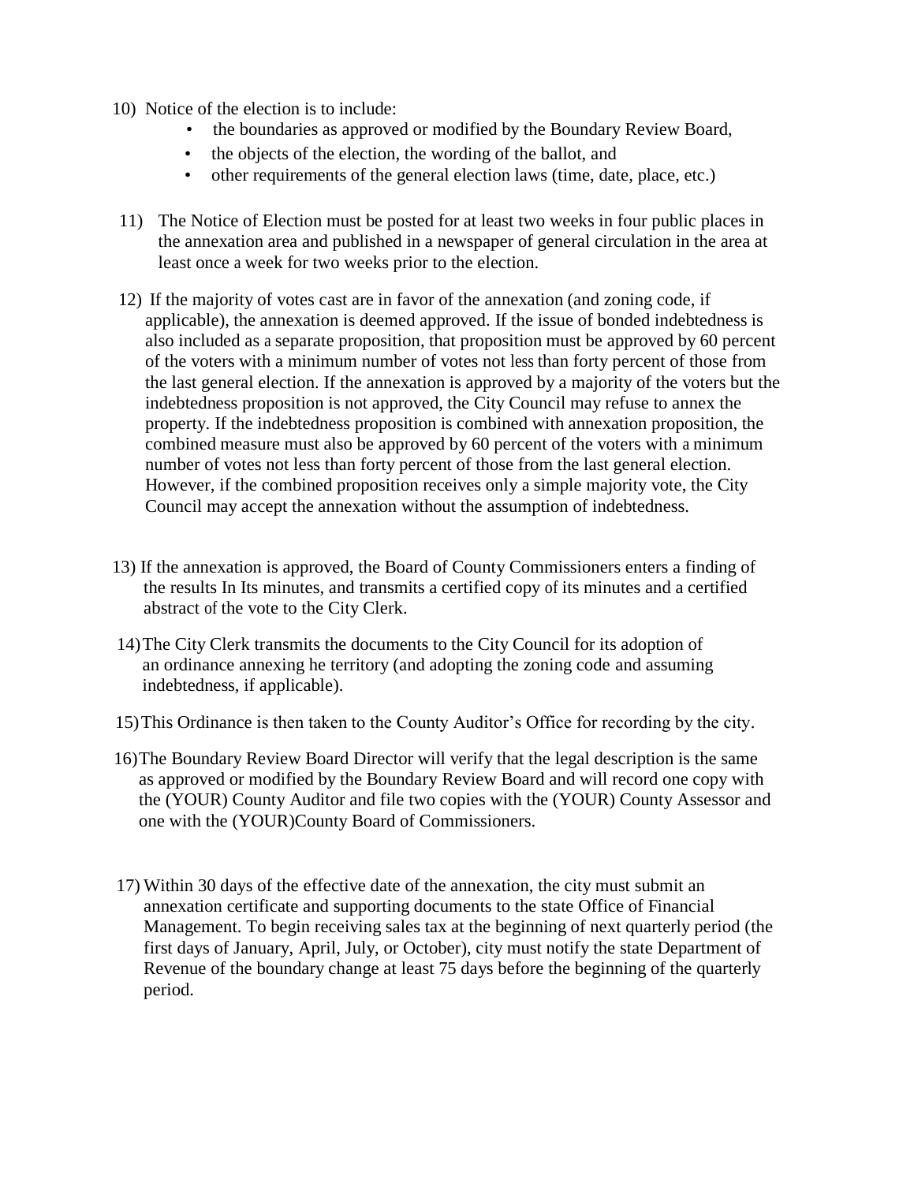10) Notice of the election is to include:
    - the boundaries as approved or modified by the Boundary Review Board,
    - the objects of the election, the wording of the ballot, and
    - other requirements of the general election laws (time, date, place, etc.)

11) The Notice of Election must be posted for at least two weeks in four public places in the annexation area and published in a newspaper of general circulation in the area at least once a week for two weeks prior to the election.

12) If the majority of votes cast are in favor of the annexation (and zoning code, if applicable), the annexation is deemed approved. If the issue of bonded indebtedness is also included as a separate proposition, that proposition must be approved by 60 percent of the voters with a minimum number of votes not less than forty percent of those from the last general election. If the annexation is approved by a majority of the voters but the indebtedness proposition is not approved, the City Council may refuse to annex the property. If the indebtedness proposition is combined with annexation proposition, the combined measure must also be approved by 60 percent of the voters with a minimum number of votes not less than forty percent of those from the last general election. However, if the combined proposition receives only a simple majority vote, the City Council may accept the annexation without the assumption of indebtedness.

13) If the annexation is approved, the Board of County Commissioners enters a finding of the results In Its minutes, and transmits a certified copy of its minutes and a certified abstract of the vote to the City Clerk.

14) The City Clerk transmits the documents to the City Council for its adoption of an ordinance annexing he territory (and adopting the zoning code and assuming indebtedness, if applicable).

15) This Ordinance is then taken to the County Auditor's Office for recording by the city.

16) The Boundary Review Board Director will verify that the legal description is the same as approved or modified by the Boundary Review Board and will record one copy with the (YOUR) County Auditor and file two copies with the (YOUR) County Assessor and one with the (YOUR)County Board of Commissioners.

17) Within 30 days of the effective date of the annexation, the city must submit an annexation certificate and supporting documents to the state Office of Financial Management. To begin receiving sales tax at the beginning of next quarterly period (the first days of January, April, July, or October), city must notify the state Department of Revenue of the boundary change at least 75 days before the beginning of the quarterly period.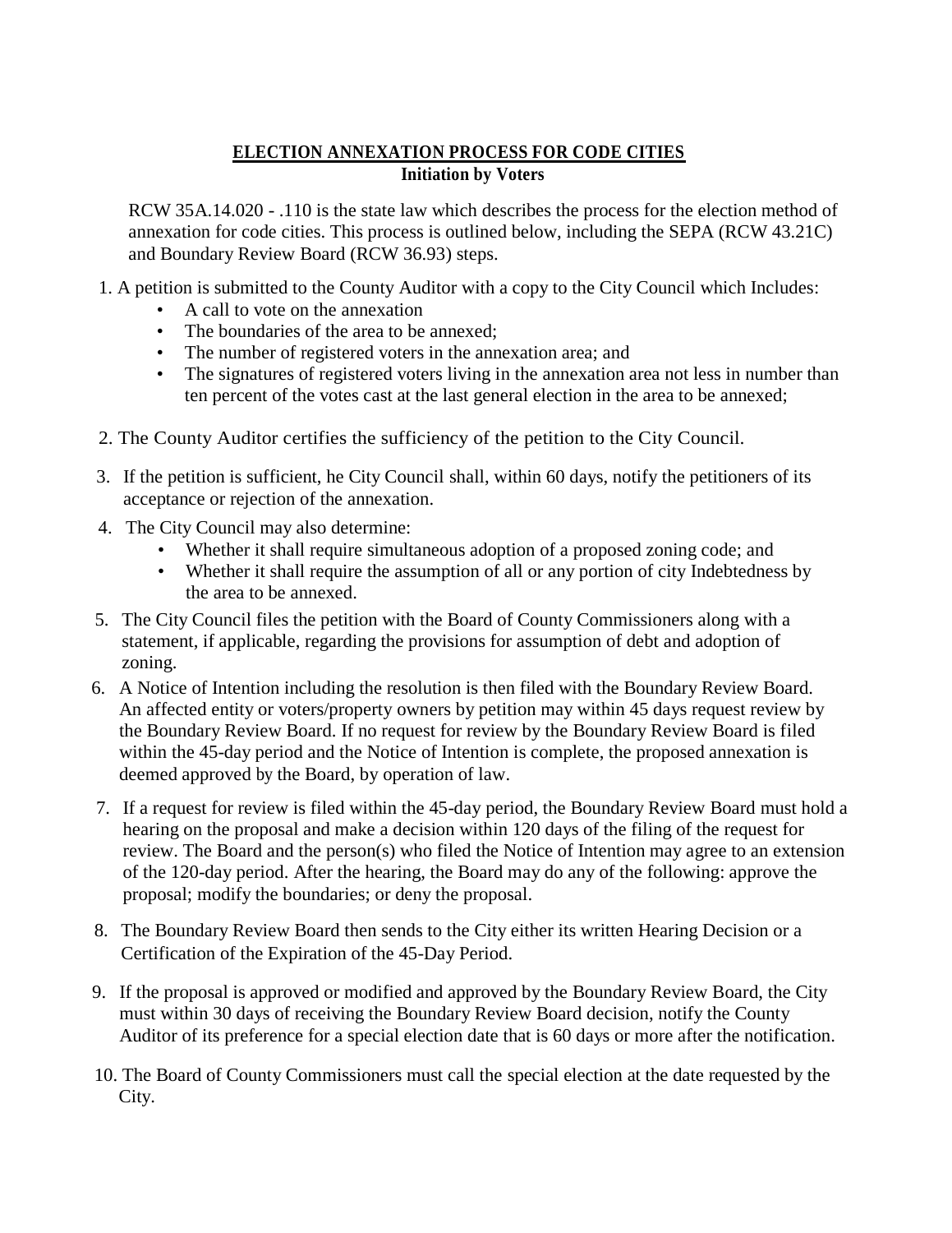## ELECTION ANNEXATION PROCESS FOR CODE CITIES

**Initiation by Voters**

RCW 35A.14.020 - .110 is the state law which describes the process for the election method of annexation for code cities. This process is outlined below, including the SEPA (RCW 43.21C) and Boundary Review Board (RCW 36.93) steps.

1. A petition is submitted to the County Auditor with a copy to the City Council which Includes:
   - A call to vote on the annexation
   - The boundaries of the area to be annexed;
   - The number of registered voters in the annexation area; and
   - The signatures of registered voters living in the annexation area not less in number than ten percent of the votes cast at the last general election in the area to be annexed;
2. The County Auditor certifies the sufficiency of the petition to the City Council.
3. If the petition is sufficient, he City Council shall, within 60 days, notify the petitioners of its acceptance or rejection of the annexation.
4. The City Council may also determine:
   - Whether it shall require simultaneous adoption of a proposed zoning code; and
   - Whether it shall require the assumption of all or any portion of city Indebtedness by the area to be annexed.
5. The City Council files the petition with the Board of County Commissioners along with a statement, if applicable, regarding the provisions for assumption of debt and adoption of zoning.
6. A Notice of Intention including the resolution is then filed with the Boundary Review Board. An affected entity or voters/property owners by petition may within 45 days request review by the Boundary Review Board. If no request for review by the Boundary Review Board is filed within the 45-day period and the Notice of Intention is complete, the proposed annexation is deemed approved by the Board, by operation of law.
7. If a request for review is filed within the 45-day period, the Boundary Review Board must hold a hearing on the proposal and make a decision within 120 days of the filing of the request for review. The Board and the person(s) who filed the Notice of Intention may agree to an extension of the 120-day period. After the hearing, the Board may do any of the following: approve the proposal; modify the boundaries; or deny the proposal.
8. The Boundary Review Board then sends to the City either its written Hearing Decision or a Certification of the Expiration of the 45-Day Period.
9. If the proposal is approved or modified and approved by the Boundary Review Board, the City must within 30 days of receiving the Boundary Review Board decision, notify the County Auditor of its preference for a special election date that is 60 days or more after the notification.
10. The Board of County Commissioners must call the special election at the date requested by the City.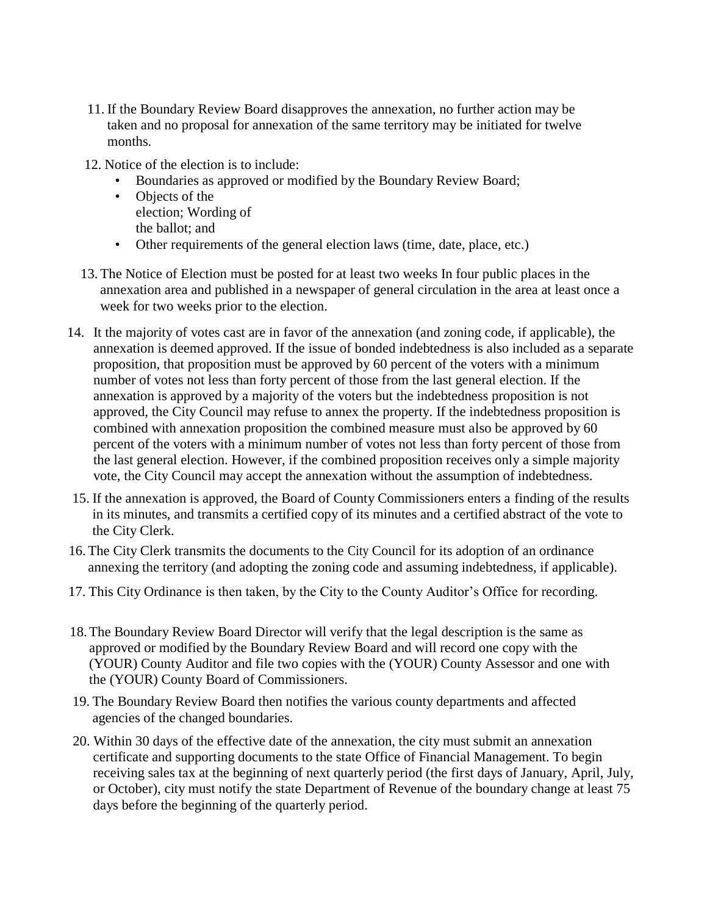11. If the Boundary Review Board disapproves the annexation, no further action may be taken and no proposal for annexation of the same territory may be initiated for twelve months.

12. Notice of the election is to include:
    - Boundaries as approved or modified by the Boundary Review Board;
    - Objects of the election; Wording of the ballot; and
    - Other requirements of the general election laws (time, date, place, etc.)

13. The Notice of Election must be posted for at least two weeks In four public places in the annexation area and published in a newspaper of general circulation in the area at least once a week for two weeks prior to the election.

14. It the majority of votes cast are in favor of the annexation (and zoning code, if applicable), the annexation is deemed approved. If the issue of bonded indebtedness is also included as a separate proposition, that proposition must be approved by 60 percent of the voters with a minimum number of votes not less than forty percent of those from the last general election. If the annexation is approved by a majority of the voters but the indebtedness proposition is not approved, the City Council may refuse to annex the property. If the indebtedness proposition is combined with annexation proposition the combined measure must also be approved by 60 percent of the voters with a minimum number of votes not less than forty percent of those from the last general election. However, if the combined proposition receives only a simple majority vote, the City Council may accept the annexation without the assumption of indebtedness.

15. If the annexation is approved, the Board of County Commissioners enters a finding of the results in its minutes, and transmits a certified copy of its minutes and a certified abstract of the vote to the City Clerk.

16. The City Clerk transmits the documents to the City Council for its adoption of an ordinance annexing the territory (and adopting the zoning code and assuming indebtedness, if applicable).

17. This City Ordinance is then taken, by the City to the County Auditor's Office for recording.

18. The Boundary Review Board Director will verify that the legal description is the same as approved or modified by the Boundary Review Board and will record one copy with the (YOUR) County Auditor and file two copies with the (YOUR) County Assessor and one with the (YOUR) County Board of Commissioners.

19. The Boundary Review Board then notifies the various county departments and affected agencies of the changed boundaries.

20. Within 30 days of the effective date of the annexation, the city must submit an annexation certificate and supporting documents to the state Office of Financial Management. To begin receiving sales tax at the beginning of next quarterly period (the first days of January, April, July, or October), city must notify the state Department of Revenue of the boundary change at least 75 days before the beginning of the quarterly period.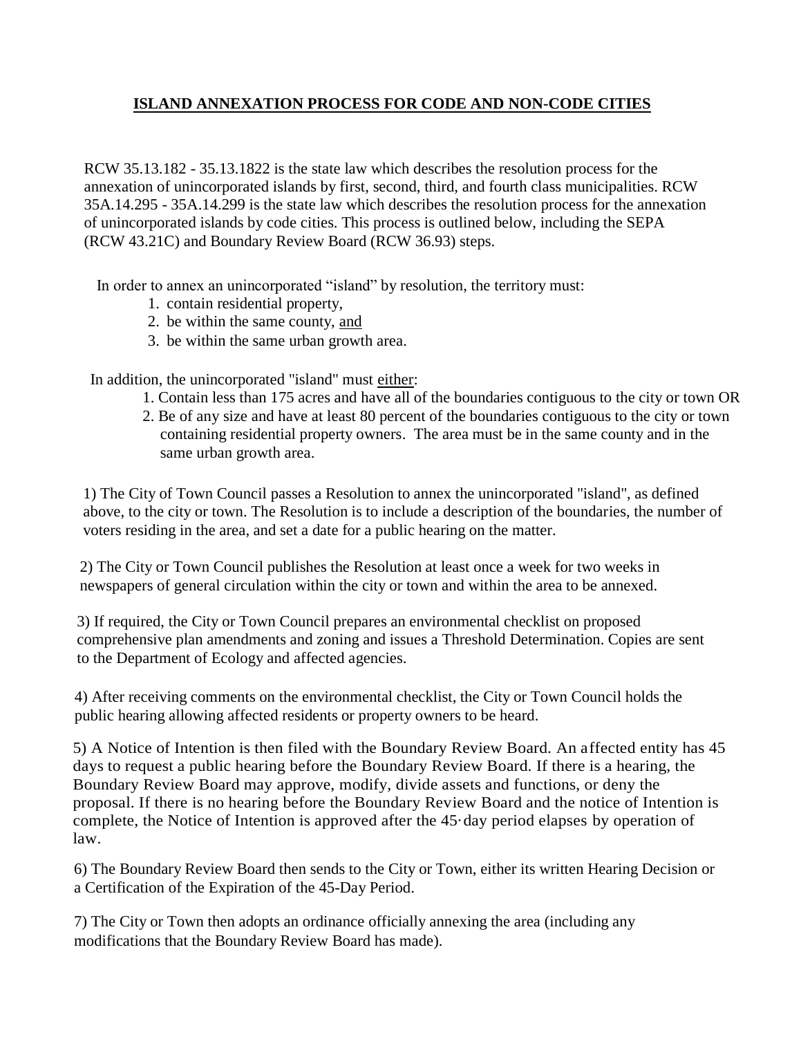## **ISLAND ANNEXATION PROCESS FOR CODE AND NON-CODE CITIES**

RCW 35.13.182 - 35.13.1822 is the state law which describes the resolution process for the annexation of unincorporated islands by first, second, third, and fourth class municipalities. RCW 35A.14.295 - 35A.14.299 is the state law which describes the resolution process for the annexation of unincorporated islands by code cities. This process is outlined below, including the SEPA (RCW 43.21C) and Boundary Review Board (RCW 36.93) steps.

In order to annex an unincorporated "island" by resolution, the territory must:

1. contain residential property,
2. be within the same county, <u>and</u>
3. be within the same urban growth area.

In addition, the unincorporated "island" must <u>either</u>:

1. Contain less than 175 acres and have all of the boundaries contiguous to the city or town OR
2. Be of any size and have at least 80 percent of the boundaries contiguous to the city or town containing residential property owners. The area must be in the same county and in the same urban growth area.

1) The City of Town Council passes a Resolution to annex the unincorporated "island", as defined above, to the city or town. The Resolution is to include a description of the boundaries, the number of voters residing in the area, and set a date for a public hearing on the matter.

2) The City or Town Council publishes the Resolution at least once a week for two weeks in newspapers of general circulation within the city or town and within the area to be annexed.

3) If required, the City or Town Council prepares an environmental checklist on proposed comprehensive plan amendments and zoning and issues a Threshold Determination. Copies are sent to the Department of Ecology and affected agencies.

4) After receiving comments on the environmental checklist, the City or Town Council holds the public hearing allowing affected residents or property owners to be heard.

5) A Notice of Intention is then filed with the Boundary Review Board. An affected entity has 45 days to request a public hearing before the Boundary Review Board. If there is a hearing, the Boundary Review Board may approve, modify, divide assets and functions, or deny the proposal. If there is no hearing before the Boundary Review Board and the notice of Intention is complete, the Notice of Intention is approved after the 45-day period elapses by operation of law.

6) The Boundary Review Board then sends to the City or Town, either its written Hearing Decision or a Certification of the Expiration of the 45-Day Period.

7) The City or Town then adopts an ordinance officially annexing the area (including any modifications that the Boundary Review Board has made).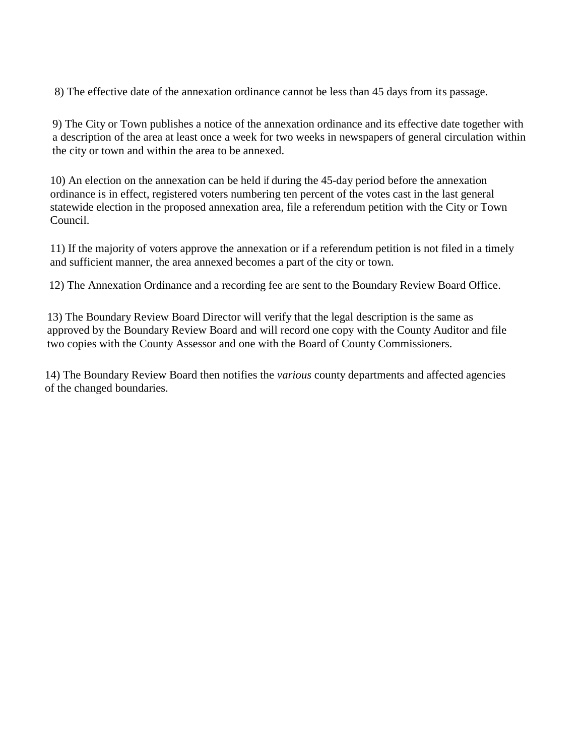8) The effective date of the annexation ordinance cannot be less than 45 days from its passage.

9) The City or Town publishes a notice of the annexation ordinance and its effective date together with a description of the area at least once a week for two weeks in newspapers of general circulation within the city or town and within the area to be annexed.

10) An election on the annexation can be held if during the 45-day period before the annexation ordinance is in effect, registered voters numbering ten percent of the votes cast in the last general statewide election in the proposed annexation area, file a referendum petition with the City or Town Council.

11) If the majority of voters approve the annexation or if a referendum petition is not filed in a timely and sufficient manner, the area annexed becomes a part of the city or town.

12) The Annexation Ordinance and a recording fee are sent to the Boundary Review Board Office.

13) The Boundary Review Board Director will verify that the legal description is the same as approved by the Boundary Review Board and will record one copy with the County Auditor and file two copies with the County Assessor and one with the Board of County Commissioners.

14) The Boundary Review Board then notifies the *various* county departments and affected agencies of the changed boundaries.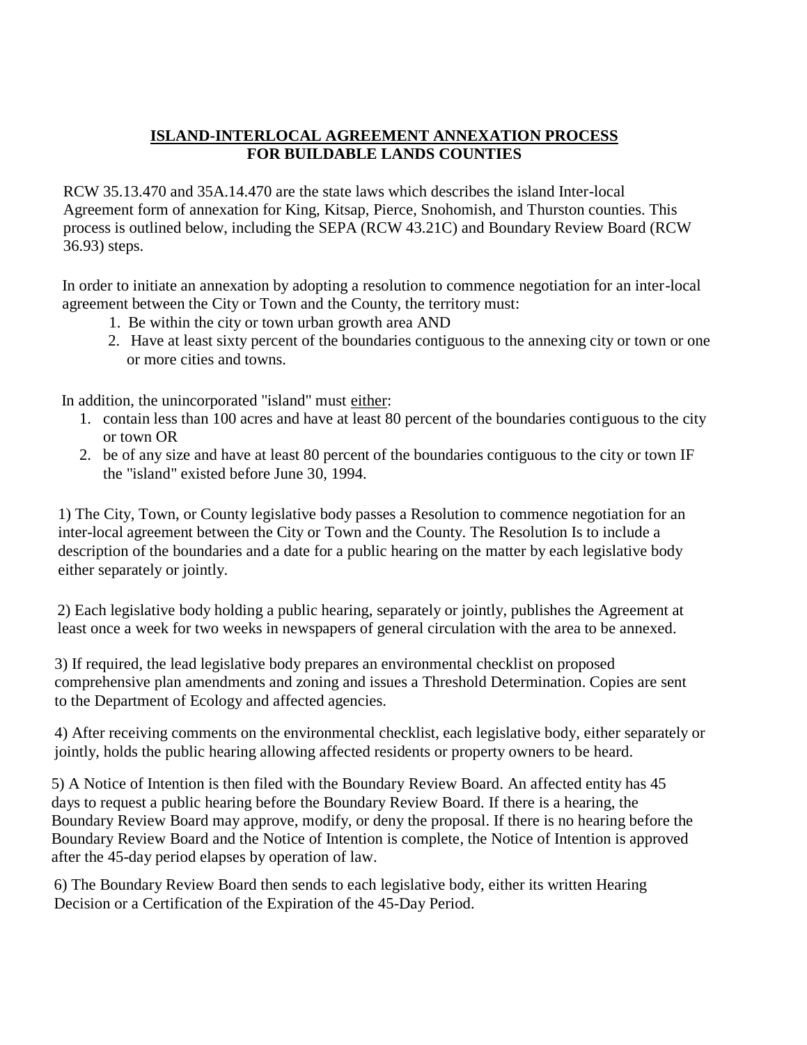## ISLAND-INTERLOCAL AGREEMENT ANNEXATION PROCESS FOR BUILDABLE LANDS COUNTIES

RCW 35.13.470 and 35A.14.470 are the state laws which describes the island Inter-local Agreement form of annexation for King, Kitsap, Pierce, Snohomish, and Thurston counties. This process is outlined below, including the SEPA (RCW 43.21C) and Boundary Review Board (RCW 36.93) steps.

In order to initiate an annexation by adopting a resolution to commence negotiation for an inter-local agreement between the City or Town and the County, the territory must:

1. Be within the city or town urban growth area AND
2. Have at least sixty percent of the boundaries contiguous to the annexing city or town or one or more cities and towns.

In addition, the unincorporated "island" must <u>either</u>:

1. contain less than 100 acres and have at least 80 percent of the boundaries contiguous to the city or town OR
2. be of any size and have at least 80 percent of the boundaries contiguous to the city or town IF the "island" existed before June 30, 1994.

1) The City, Town, or County legislative body passes a Resolution to commence negotiation for an inter-local agreement between the City or Town and the County. The Resolution Is to include a description of the boundaries and a date for a public hearing on the matter by each legislative body either separately or jointly.

2) Each legislative body holding a public hearing, separately or jointly, publishes the Agreement at least once a week for two weeks in newspapers of general circulation with the area to be annexed.

3) If required, the lead legislative body prepares an environmental checklist on proposed comprehensive plan amendments and zoning and issues a Threshold Determination. Copies are sent to the Department of Ecology and affected agencies.

4) After receiving comments on the environmental checklist, each legislative body, either separately or jointly, holds the public hearing allowing affected residents or property owners to be heard.

5) A Notice of Intention is then filed with the Boundary Review Board. An affected entity has 45 days to request a public hearing before the Boundary Review Board. If there is a hearing, the Boundary Review Board may approve, modify, or deny the proposal. If there is no hearing before the Boundary Review Board and the Notice of Intention is complete, the Notice of Intention is approved after the 45-day period elapses by operation of law.

6) The Boundary Review Board then sends to each legislative body, either its written Hearing Decision or a Certification of the Expiration of the 45-Day Period.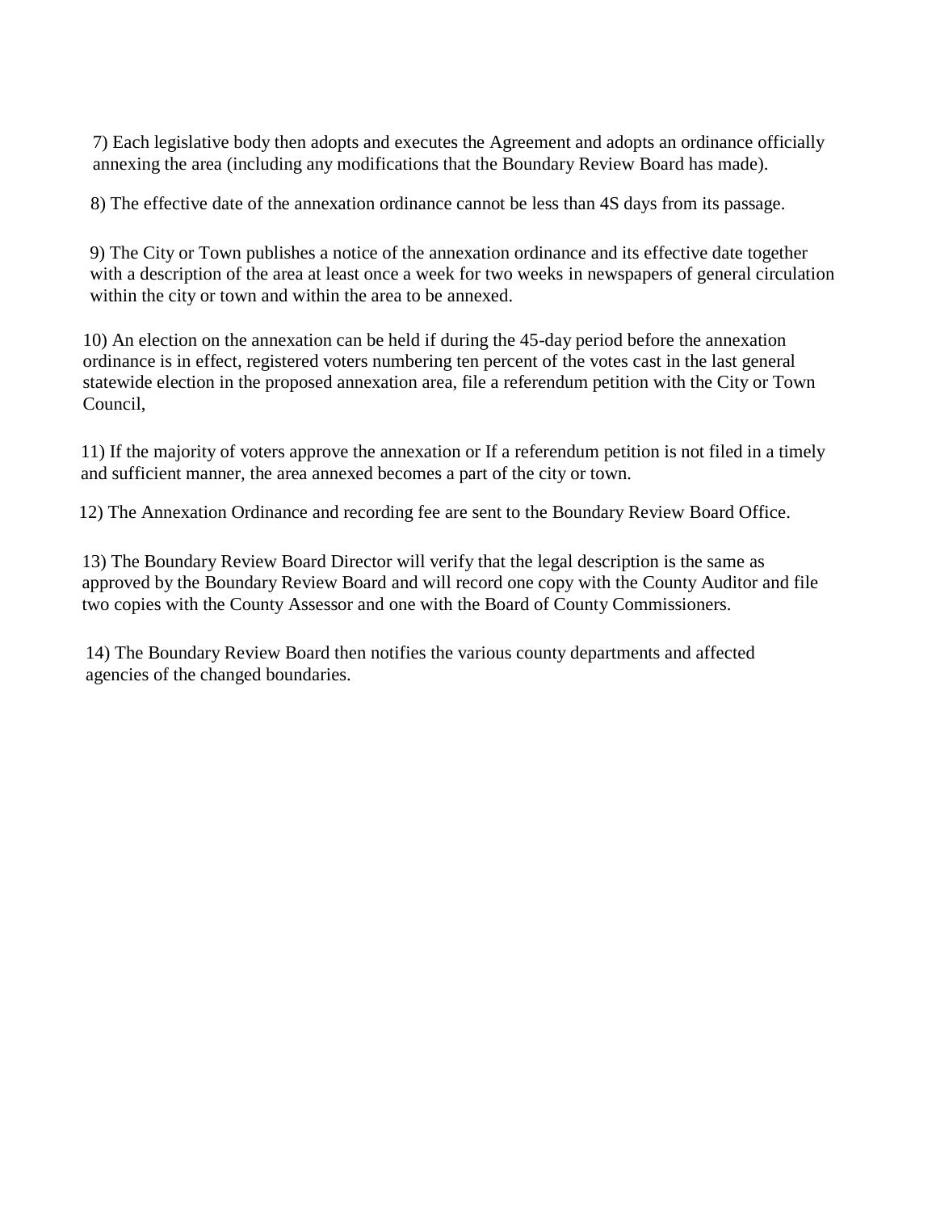7) Each legislative body then adopts and executes the Agreement and adopts an ordinance officially annexing the area (including any modifications that the Boundary Review Board has made).

8) The effective date of the annexation ordinance cannot be less than 4S days from its passage.

9) The City or Town publishes a notice of the annexation ordinance and its effective date together with a description of the area at least once a week for two weeks in newspapers of general circulation within the city or town and within the area to be annexed.

10) An election on the annexation can be held if during the 45-day period before the annexation ordinance is in effect, registered voters numbering ten percent of the votes cast in the last general statewide election in the proposed annexation area, file a referendum petition with the City or Town Council,

11) If the majority of voters approve the annexation or If a referendum petition is not filed in a timely and sufficient manner, the area annexed becomes a part of the city or town.

12) The Annexation Ordinance and recording fee are sent to the Boundary Review Board Office.

13) The Boundary Review Board Director will verify that the legal description is the same as approved by the Boundary Review Board and will record one copy with the County Auditor and file two copies with the County Assessor and one with the Board of County Commissioners.

14) The Boundary Review Board then notifies the various county departments and affected agencies of the changed boundaries.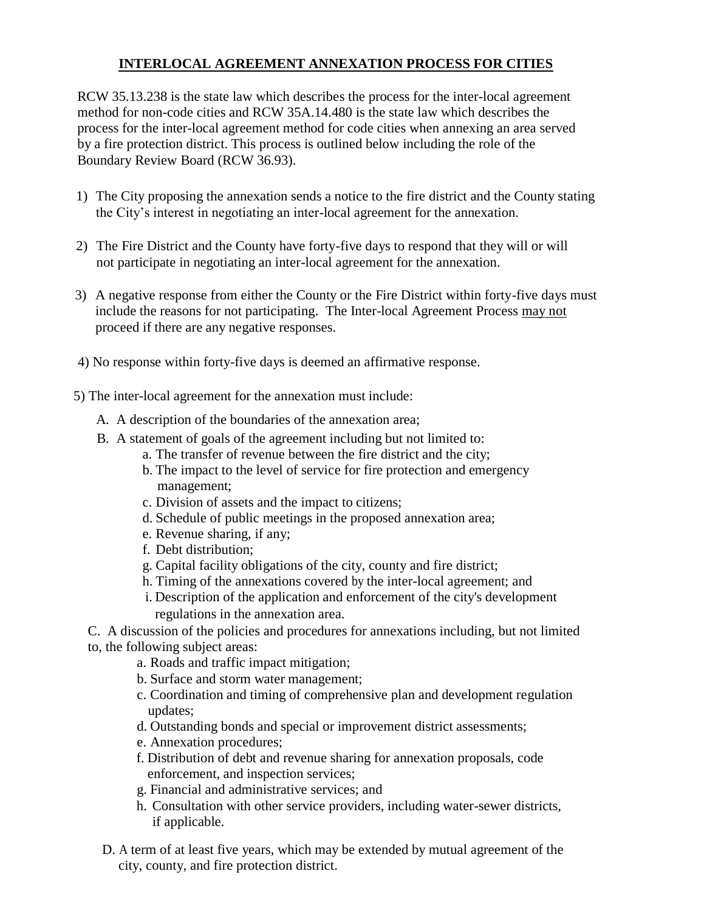# INTERLOCAL AGREEMENT ANNEXATION PROCESS FOR CITIES

RCW 35.13.238 is the state law which describes the process for the inter-local agreement method for non-code cities and RCW 35A.14.480 is the state law which describes the process for the inter-local agreement method for code cities when annexing an area served by a fire protection district. This process is outlined below including the role of the Boundary Review Board (RCW 36.93).

1) The City proposing the annexation sends a notice to the fire district and the County stating the City's interest in negotiating an inter-local agreement for the annexation.

2) The Fire District and the County have forty-five days to respond that they will or will not participate in negotiating an inter-local agreement for the annexation.

3) A negative response from either the County or the Fire District within forty-five days must include the reasons for not participating. The Inter-local Agreement Process <u>may not</u> proceed if there are any negative responses.

4) No response within forty-five days is deemed an affirmative response.

5) The inter-local agreement for the annexation must include:

   A. A description of the boundaries of the annexation area;

   B. A statement of goals of the agreement including but not limited to:
      a. The transfer of revenue between the fire district and the city;
      b. The impact to the level of service for fire protection and emergency management;
      c. Division of assets and the impact to citizens;
      d. Schedule of public meetings in the proposed annexation area;
      e. Revenue sharing, if any;
      f. Debt distribution;
      g. Capital facility obligations of the city, county and fire district;
      h. Timing of the annexations covered by the inter-local agreement; and
      i. Description of the application and enforcement of the city's development regulations in the annexation area.

   C. A discussion of the policies and procedures for annexations including, but not limited to, the following subject areas:
      a. Roads and traffic impact mitigation;
      b. Surface and storm water management;
      c. Coordination and timing of comprehensive plan and development regulation updates;
      d. Outstanding bonds and special or improvement district assessments;
      e. Annexation procedures;
      f. Distribution of debt and revenue sharing for annexation proposals, code enforcement, and inspection services;
      g. Financial and administrative services; and
      h. Consultation with other service providers, including water-sewer districts, if applicable.

   D. A term of at least five years, which may be extended by mutual agreement of the city, county, and fire protection district.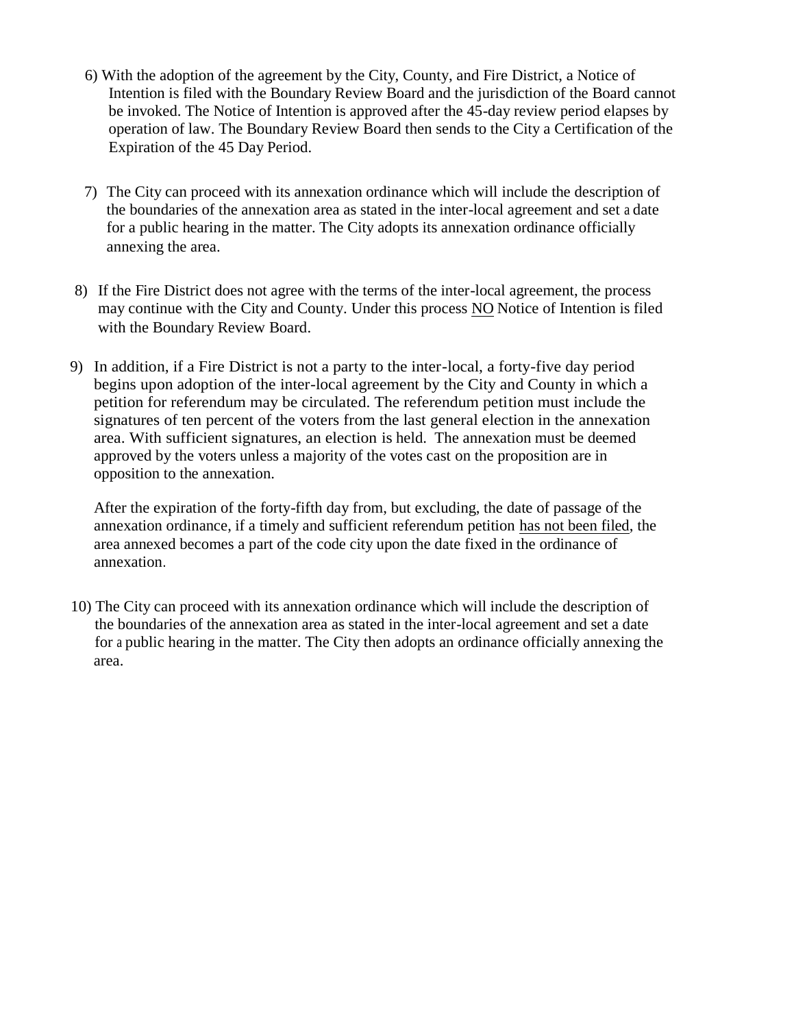6) With the adoption of the agreement by the City, County, and Fire District, a Notice of Intention is filed with the Boundary Review Board and the jurisdiction of the Board cannot be invoked. The Notice of Intention is approved after the 45-day review period elapses by operation of law. The Boundary Review Board then sends to the City a Certification of the Expiration of the 45 Day Period.

7) The City can proceed with its annexation ordinance which will include the description of the boundaries of the annexation area as stated in the inter-local agreement and set a date for a public hearing in the matter. The City adopts its annexation ordinance officially annexing the area.

8) If the Fire District does not agree with the terms of the inter-local agreement, the process may continue with the City and County. Under this process <u>NO</u> Notice of Intention is filed with the Boundary Review Board.

9) In addition, if a Fire District is not a party to the inter-local, a forty-five day period begins upon adoption of the inter-local agreement by the City and County in which a petition for referendum may be circulated. The referendum petition must include the signatures of ten percent of the voters from the last general election in the annexation area. With sufficient signatures, an election is held. The annexation must be deemed approved by the voters unless a majority of the votes cast on the proposition are in opposition to the annexation.

   After the expiration of the forty-fifth day from, but excluding, the date of passage of the annexation ordinance, if a timely and sufficient referendum petition <u>has not been filed</u>, the area annexed becomes a part of the code city upon the date fixed in the ordinance of annexation.

10) The City can proceed with its annexation ordinance which will include the description of the boundaries of the annexation area as stated in the inter-local agreement and set a date for a public hearing in the matter. The City then adopts an ordinance officially annexing the area.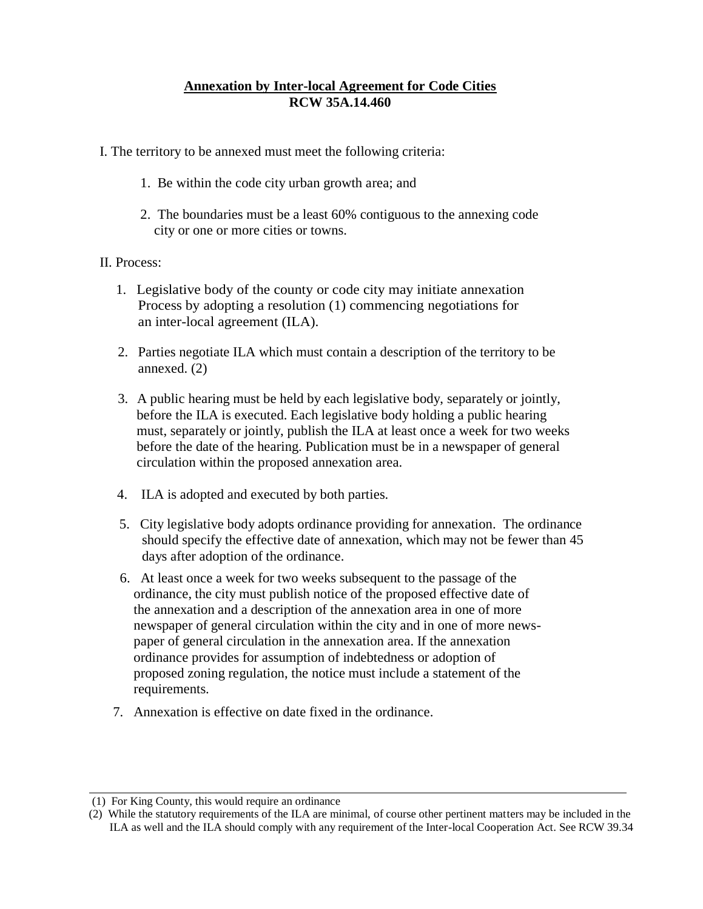# Annexation by Inter-local Agreement for Code Cities
## RCW 35A.14.460

I. The territory to be annexed must meet the following criteria:

1. Be within the code city urban growth area; and
2. The boundaries must be a least 60% contiguous to the annexing code city or one or more cities or towns.

II. Process:

1. Legislative body of the county or code city may initiate annexation Process by adopting a resolution (1) commencing negotiations for an inter-local agreement (ILA).
2. Parties negotiate ILA which must contain a description of the territory to be annexed. (2)
3. A public hearing must be held by each legislative body, separately or jointly, before the ILA is executed. Each legislative body holding a public hearing must, separately or jointly, publish the ILA at least once a week for two weeks before the date of the hearing. Publication must be in a newspaper of general circulation within the proposed annexation area.
4. ILA is adopted and executed by both parties.
5. City legislative body adopts ordinance providing for annexation. The ordinance should specify the effective date of annexation, which may not be fewer than 45 days after adoption of the ordinance.
6. At least once a week for two weeks subsequent to the passage of the ordinance, the city must publish notice of the proposed effective date of the annexation and a description of the annexation area in one of more newspaper of general circulation within the city and in one of more newspaper of general circulation in the annexation area. If the annexation ordinance provides for assumption of indebtedness or adoption of proposed zoning regulation, the notice must include a statement of the requirements.
7. Annexation is effective on date fixed in the ordinance.

---

(1) For King County, this would require an ordinance

(2) While the statutory requirements of the ILA are minimal, of course other pertinent matters may be included in the ILA as well and the ILA should comply with any requirement of the Inter-local Cooperation Act. See RCW 39.34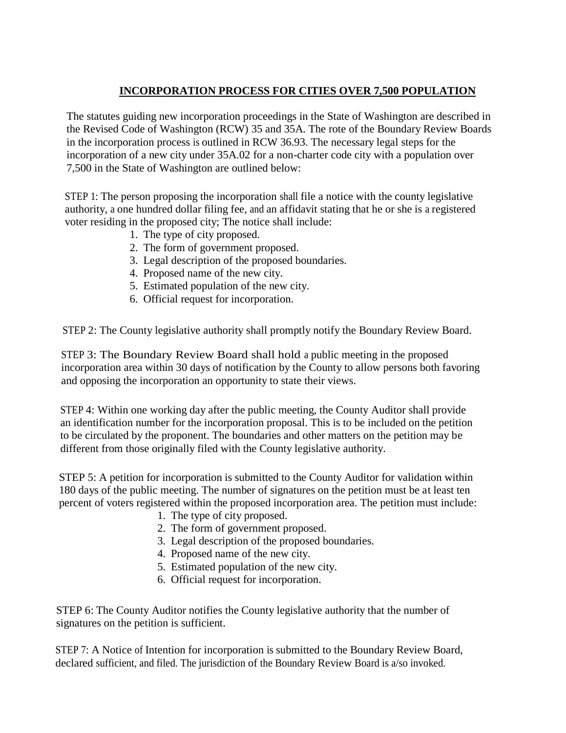# INCORPORATION PROCESS FOR CITIES OVER 7,500 POPULATION

The statutes guiding new incorporation proceedings in the State of Washington are described in the Revised Code of Washington (RCW) 35 and 35A. The rote of the Boundary Review Boards in the incorporation process is outlined in RCW 36.93. The necessary legal steps for the incorporation of a new city under 35A.02 for a non-charter code city with a population over 7,500 in the State of Washington are outlined below:

STEP 1: The person proposing the incorporation shall file a notice with the county legislative authority, a one hundred dollar filing fee, and an affidavit stating that he or she is a registered voter residing in the proposed city; The notice shall include:

1. The type of city proposed.
2. The form of government proposed.
3. Legal description of the proposed boundaries.
4. Proposed name of the new city.
5. Estimated population of the new city.
6. Official request for incorporation.

STEP 2: The County legislative authority shall promptly notify the Boundary Review Board.

STEP 3: The Boundary Review Board shall hold a public meeting in the proposed incorporation area within 30 days of notification by the County to allow persons both favoring and opposing the incorporation an opportunity to state their views.

STEP 4: Within one working day after the public meeting, the County Auditor shall provide an identification number for the incorporation proposal. This is to be included on the petition to be circulated by the proponent. The boundaries and other matters on the petition may be different from those originally filed with the County legislative authority.

STEP 5: A petition for incorporation is submitted to the County Auditor for validation within 180 days of the public meeting. The number of signatures on the petition must be at least ten percent of voters registered within the proposed incorporation area. The petition must include:

1. The type of city proposed.
2. The form of government proposed.
3. Legal description of the proposed boundaries.
4. Proposed name of the new city.
5. Estimated population of the new city.
6. Official request for incorporation.

STEP 6: The County Auditor notifies the County legislative authority that the number of signatures on the petition is sufficient.

STEP 7: A Notice of Intention for incorporation is submitted to the Boundary Review Board, declared sufficient, and filed. The jurisdiction of the Boundary Review Board is a/so invoked.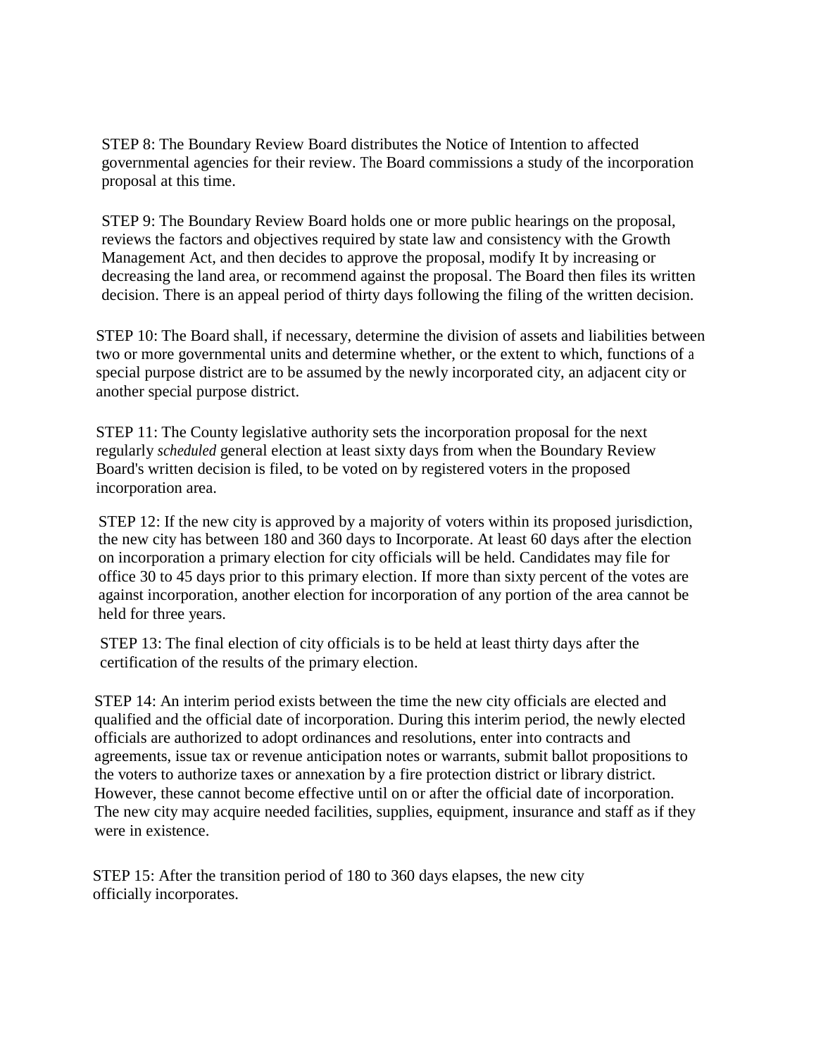STEP 8: The Boundary Review Board distributes the Notice of Intention to affected governmental agencies for their review. The Board commissions a study of the incorporation proposal at this time.

STEP 9: The Boundary Review Board holds one or more public hearings on the proposal, reviews the factors and objectives required by state law and consistency with the Growth Management Act, and then decides to approve the proposal, modify It by increasing or decreasing the land area, or recommend against the proposal. The Board then files its written decision. There is an appeal period of thirty days following the filing of the written decision.

STEP 10: The Board shall, if necessary, determine the division of assets and liabilities between two or more governmental units and determine whether, or the extent to which, functions of a special purpose district are to be assumed by the newly incorporated city, an adjacent city or another special purpose district.

STEP 11: The County legislative authority sets the incorporation proposal for the next regularly *scheduled* general election at least sixty days from when the Boundary Review Board's written decision is filed, to be voted on by registered voters in the proposed incorporation area.

STEP 12: If the new city is approved by a majority of voters within its proposed jurisdiction, the new city has between 180 and 360 days to Incorporate. At least 60 days after the election on incorporation a primary election for city officials will be held. Candidates may file for office 30 to 45 days prior to this primary election. If more than sixty percent of the votes are against incorporation, another election for incorporation of any portion of the area cannot be held for three years.

STEP 13: The final election of city officials is to be held at least thirty days after the certification of the results of the primary election.

STEP 14: An interim period exists between the time the new city officials are elected and qualified and the official date of incorporation. During this interim period, the newly elected officials are authorized to adopt ordinances and resolutions, enter into contracts and agreements, issue tax or revenue anticipation notes or warrants, submit ballot propositions to the voters to authorize taxes or annexation by a fire protection district or library district. However, these cannot become effective until on or after the official date of incorporation. The new city may acquire needed facilities, supplies, equipment, insurance and staff as if they were in existence.

STEP 15: After the transition period of 180 to 360 days elapses, the new city officially incorporates.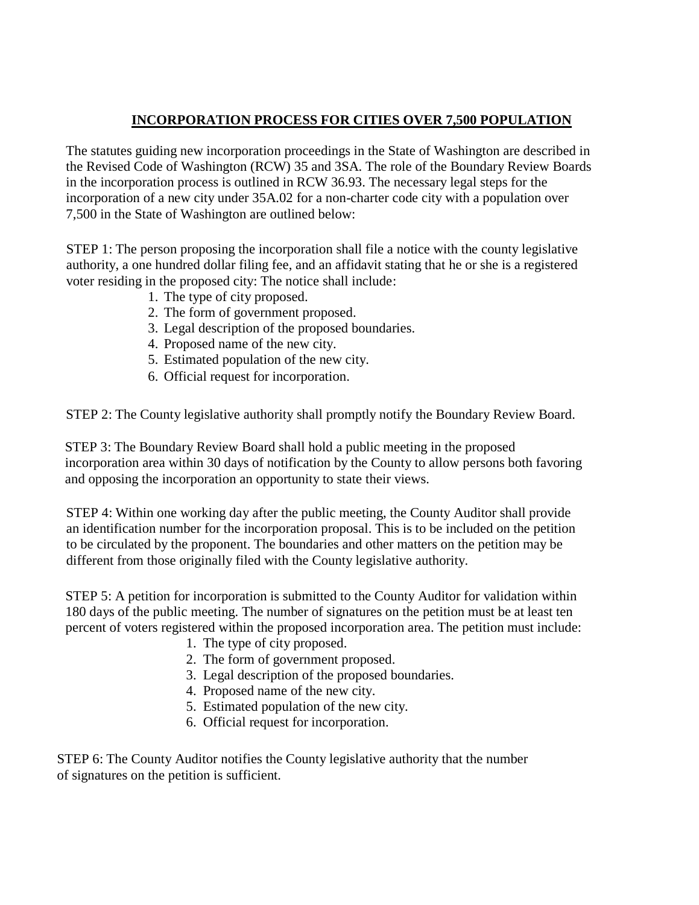# INCORPORATION PROCESS FOR CITIES OVER 7,500 POPULATION

The statutes guiding new incorporation proceedings in the State of Washington are described in the Revised Code of Washington (RCW) 35 and 3SA. The role of the Boundary Review Boards in the incorporation process is outlined in RCW 36.93. The necessary legal steps for the incorporation of a new city under 35A.02 for a non-charter code city with a population over 7,500 in the State of Washington are outlined below:

STEP 1: The person proposing the incorporation shall file a notice with the county legislative authority, a one hundred dollar filing fee, and an affidavit stating that he or she is a registered voter residing in the proposed city: The notice shall include:

1. The type of city proposed.
2. The form of government proposed.
3. Legal description of the proposed boundaries.
4. Proposed name of the new city.
5. Estimated population of the new city.
6. Official request for incorporation.

STEP 2: The County legislative authority shall promptly notify the Boundary Review Board.

STEP 3: The Boundary Review Board shall hold a public meeting in the proposed incorporation area within 30 days of notification by the County to allow persons both favoring and opposing the incorporation an opportunity to state their views.

STEP 4: Within one working day after the public meeting, the County Auditor shall provide an identification number for the incorporation proposal. This is to be included on the petition to be circulated by the proponent. The boundaries and other matters on the petition may be different from those originally filed with the County legislative authority.

STEP 5: A petition for incorporation is submitted to the County Auditor for validation within 180 days of the public meeting. The number of signatures on the petition must be at least ten percent of voters registered within the proposed incorporation area. The petition must include:

1. The type of city proposed.
2. The form of government proposed.
3. Legal description of the proposed boundaries.
4. Proposed name of the new city.
5. Estimated population of the new city.
6. Official request for incorporation.

STEP 6: The County Auditor notifies the County legislative authority that the number of signatures on the petition is sufficient.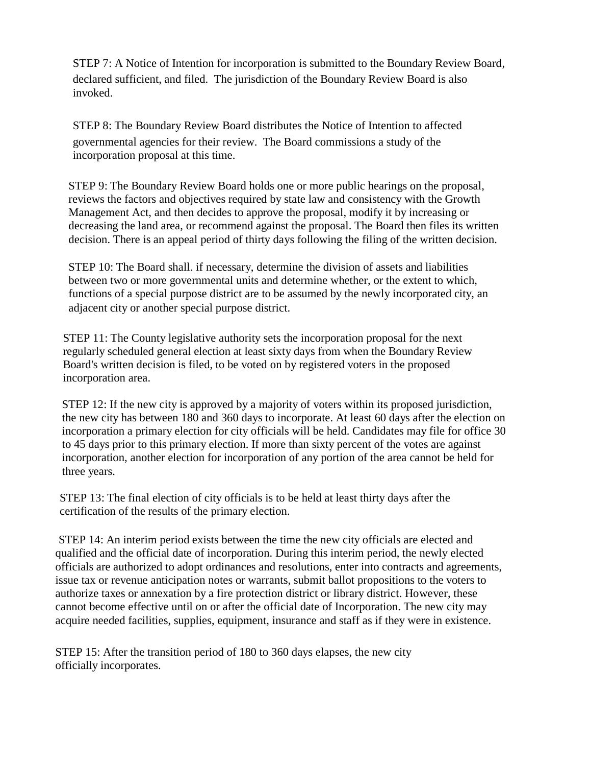STEP 7: A Notice of Intention for incorporation is submitted to the Boundary Review Board, declared sufficient, and filed. The jurisdiction of the Boundary Review Board is also invoked.

STEP 8: The Boundary Review Board distributes the Notice of Intention to affected governmental agencies for their review. The Board commissions a study of the incorporation proposal at this time.

STEP 9: The Boundary Review Board holds one or more public hearings on the proposal, reviews the factors and objectives required by state law and consistency with the Growth Management Act, and then decides to approve the proposal, modify it by increasing or decreasing the land area, or recommend against the proposal. The Board then files its written decision. There is an appeal period of thirty days following the filing of the written decision.

STEP 10: The Board shall. if necessary, determine the division of assets and liabilities between two or more governmental units and determine whether, or the extent to which, functions of a special purpose district are to be assumed by the newly incorporated city, an adjacent city or another special purpose district.

STEP 11: The County legislative authority sets the incorporation proposal for the next regularly scheduled general election at least sixty days from when the Boundary Review Board's written decision is filed, to be voted on by registered voters in the proposed incorporation area.

STEP 12: If the new city is approved by a majority of voters within its proposed jurisdiction, the new city has between 180 and 360 days to incorporate. At least 60 days after the election on incorporation a primary election for city officials will be held. Candidates may file for office 30 to 45 days prior to this primary election. If more than sixty percent of the votes are against incorporation, another election for incorporation of any portion of the area cannot be held for three years.

STEP 13: The final election of city officials is to be held at least thirty days after the certification of the results of the primary election.

STEP 14: An interim period exists between the time the new city officials are elected and qualified and the official date of incorporation. During this interim period, the newly elected officials are authorized to adopt ordinances and resolutions, enter into contracts and agreements, issue tax or revenue anticipation notes or warrants, submit ballot propositions to the voters to authorize taxes or annexation by a fire protection district or library district. However, these cannot become effective until on or after the official date of Incorporation. The new city may acquire needed facilities, supplies, equipment, insurance and staff as if they were in existence.

STEP 15: After the transition period of 180 to 360 days elapses, the new city officially incorporates.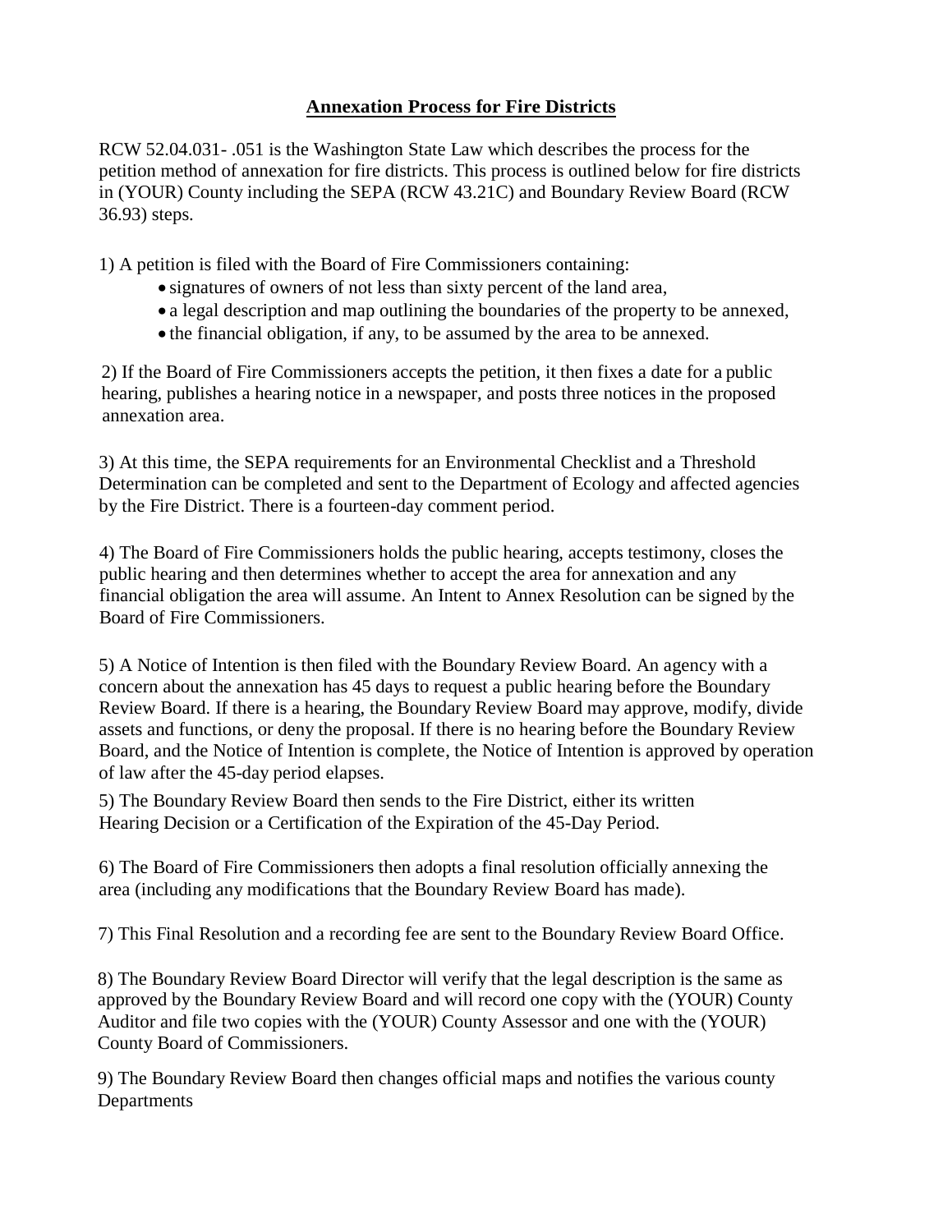# Annexation Process for Fire Districts

RCW 52.04.031- .051 is the Washington State Law which describes the process for the petition method of annexation for fire districts. This process is outlined below for fire districts in (YOUR) County including the SEPA (RCW 43.21C) and Boundary Review Board (RCW 36.93) steps.

1) A petition is filed with the Board of Fire Commissioners containing:

- signatures of owners of not less than sixty percent of the land area,
- a legal description and map outlining the boundaries of the property to be annexed,
- the financial obligation, if any, to be assumed by the area to be annexed.

2) If the Board of Fire Commissioners accepts the petition, it then fixes a date for a public hearing, publishes a hearing notice in a newspaper, and posts three notices in the proposed annexation area.

3) At this time, the SEPA requirements for an Environmental Checklist and a Threshold Determination can be completed and sent to the Department of Ecology and affected agencies by the Fire District. There is a fourteen-day comment period.

4) The Board of Fire Commissioners holds the public hearing, accepts testimony, closes the public hearing and then determines whether to accept the area for annexation and any financial obligation the area will assume. An Intent to Annex Resolution can be signed by the Board of Fire Commissioners.

5) A Notice of Intention is then filed with the Boundary Review Board. An agency with a concern about the annexation has 45 days to request a public hearing before the Boundary Review Board. If there is a hearing, the Boundary Review Board may approve, modify, divide assets and functions, or deny the proposal. If there is no hearing before the Boundary Review Board, and the Notice of Intention is complete, the Notice of Intention is approved by operation of law after the 45-day period elapses.

5) The Boundary Review Board then sends to the Fire District, either its written Hearing Decision or a Certification of the Expiration of the 45-Day Period.

6) The Board of Fire Commissioners then adopts a final resolution officially annexing the area (including any modifications that the Boundary Review Board has made).

7) This Final Resolution and a recording fee are sent to the Boundary Review Board Office.

8) The Boundary Review Board Director will verify that the legal description is the same as approved by the Boundary Review Board and will record one copy with the (YOUR) County Auditor and file two copies with the (YOUR) County Assessor and one with the (YOUR) County Board of Commissioners.

9) The Boundary Review Board then changes official maps and notifies the various county Departments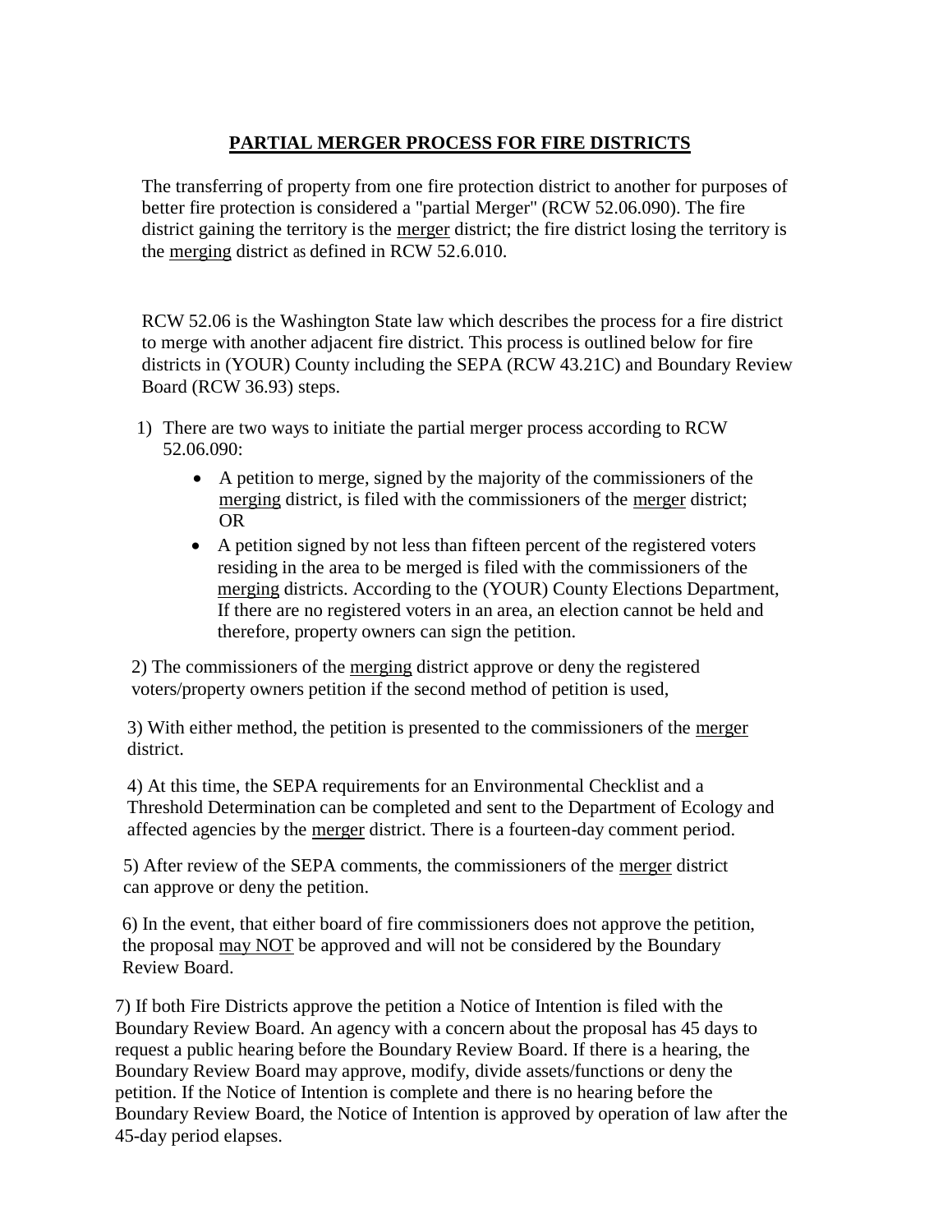# PARTIAL MERGER PROCESS FOR FIRE DISTRICTS

The transferring of property from one fire protection district to another for purposes of better fire protection is considered a "partial Merger" (RCW 52.06.090). The fire district gaining the territory is the merger district; the fire district losing the territory is the merging district as defined in RCW 52.6.010.

RCW 52.06 is the Washington State law which describes the process for a fire district to merge with another adjacent fire district. This process is outlined below for fire districts in (YOUR) County including the SEPA (RCW 43.21C) and Boundary Review Board (RCW 36.93) steps.

1) There are two ways to initiate the partial merger process according to RCW 52.06.090:
   - A petition to merge, signed by the majority of the commissioners of the merging district, is filed with the commissioners of the merger district; OR
   - A petition signed by not less than fifteen percent of the registered voters residing in the area to be merged is filed with the commissioners of the merging districts. According to the (YOUR) County Elections Department, If there are no registered voters in an area, an election cannot be held and therefore, property owners can sign the petition.

2) The commissioners of the merging district approve or deny the registered voters/property owners petition if the second method of petition is used,

3) With either method, the petition is presented to the commissioners of the merger district.

4) At this time, the SEPA requirements for an Environmental Checklist and a Threshold Determination can be completed and sent to the Department of Ecology and affected agencies by the merger district. There is a fourteen-day comment period.

5) After review of the SEPA comments, the commissioners of the merger district can approve or deny the petition.

6) In the event, that either board of fire commissioners does not approve the petition, the proposal may NOT be approved and will not be considered by the Boundary Review Board.

7) If both Fire Districts approve the petition a Notice of Intention is filed with the Boundary Review Board. An agency with a concern about the proposal has 45 days to request a public hearing before the Boundary Review Board. If there is a hearing, the Boundary Review Board may approve, modify, divide assets/functions or deny the petition. If the Notice of Intention is complete and there is no hearing before the Boundary Review Board, the Notice of Intention is approved by operation of law after the 45-day period elapses.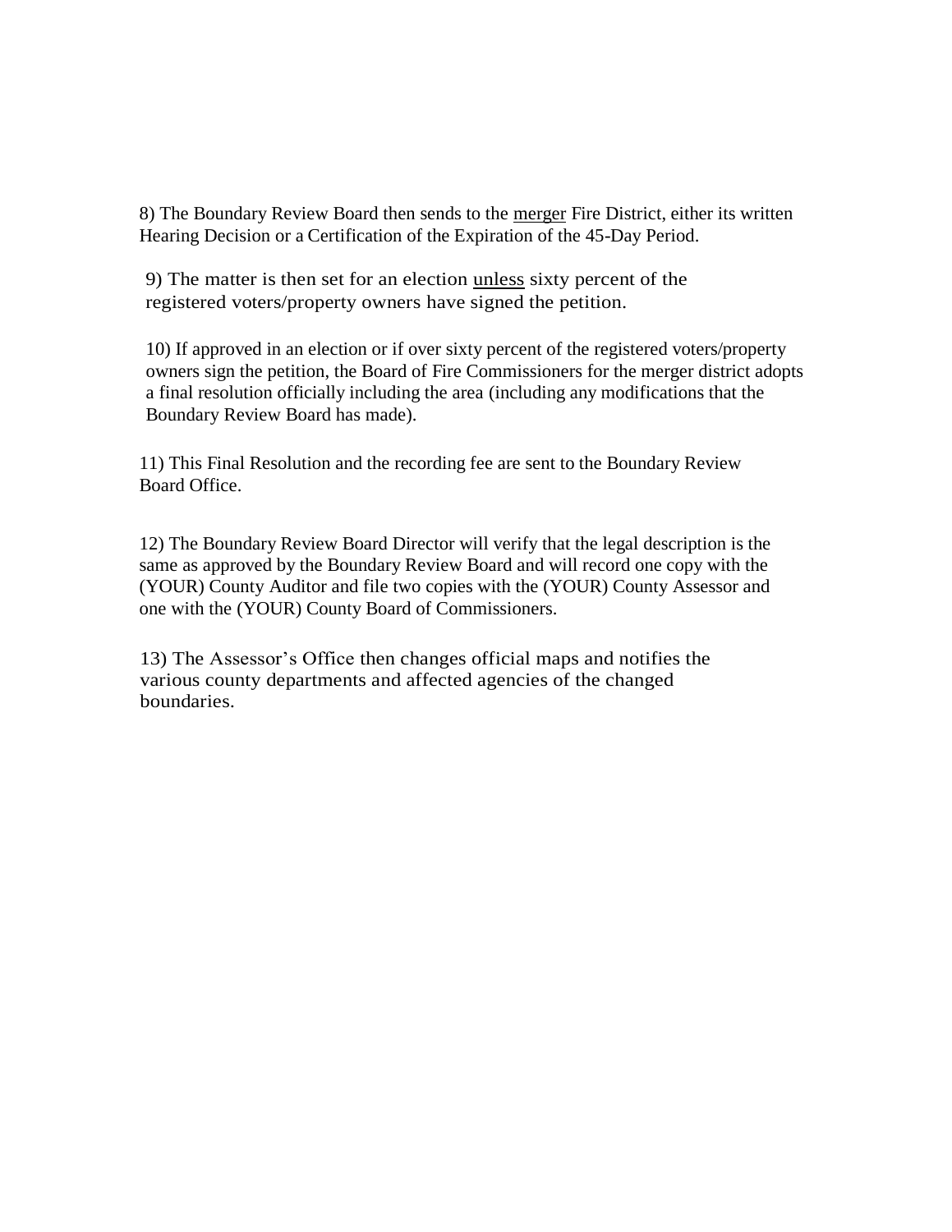8) The Boundary Review Board then sends to the <u>merger</u> Fire District, either its written Hearing Decision or a Certification of the Expiration of the 45-Day Period.

9) The matter is then set for an election <u>unless</u> sixty percent of the registered voters/property owners have signed the petition.

10) If approved in an election or if over sixty percent of the registered voters/property owners sign the petition, the Board of Fire Commissioners for the merger district adopts a final resolution officially including the area (including any modifications that the Boundary Review Board has made).

11) This Final Resolution and the recording fee are sent to the Boundary Review Board Office.

12) The Boundary Review Board Director will verify that the legal description is the same as approved by the Boundary Review Board and will record one copy with the (YOUR) County Auditor and file two copies with the (YOUR) County Assessor and one with the (YOUR) County Board of Commissioners.

13) The Assessor's Office then changes official maps and notifies the various county departments and affected agencies of the changed boundaries.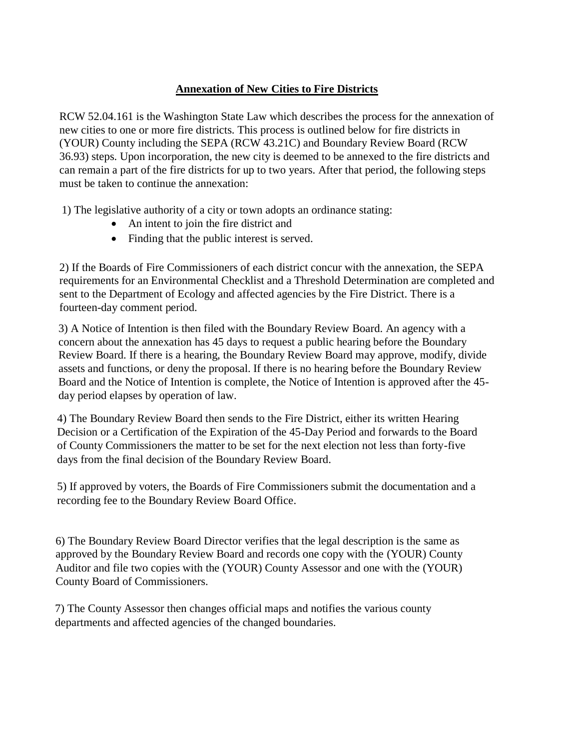## Annexation of New Cities to Fire Districts

RCW 52.04.161 is the Washington State Law which describes the process for the annexation of new cities to one or more fire districts. This process is outlined below for fire districts in (YOUR) County including the SEPA (RCW 43.21C) and Boundary Review Board (RCW 36.93) steps. Upon incorporation, the new city is deemed to be annexed to the fire districts and can remain a part of the fire districts for up to two years. After that period, the following steps must be taken to continue the annexation:

1) The legislative authority of a city or town adopts an ordinance stating:

- An intent to join the fire district and
- Finding that the public interest is served.

2) If the Boards of Fire Commissioners of each district concur with the annexation, the SEPA requirements for an Environmental Checklist and a Threshold Determination are completed and sent to the Department of Ecology and affected agencies by the Fire District. There is a fourteen-day comment period.

3) A Notice of Intention is then filed with the Boundary Review Board. An agency with a concern about the annexation has 45 days to request a public hearing before the Boundary Review Board. If there is a hearing, the Boundary Review Board may approve, modify, divide assets and functions, or deny the proposal. If there is no hearing before the Boundary Review Board and the Notice of Intention is complete, the Notice of Intention is approved after the 45-day period elapses by operation of law.

4) The Boundary Review Board then sends to the Fire District, either its written Hearing Decision or a Certification of the Expiration of the 45-Day Period and forwards to the Board of County Commissioners the matter to be set for the next election not less than forty-five days from the final decision of the Boundary Review Board.

5) If approved by voters, the Boards of Fire Commissioners submit the documentation and a recording fee to the Boundary Review Board Office.

6) The Boundary Review Board Director verifies that the legal description is the same as approved by the Boundary Review Board and records one copy with the (YOUR) County Auditor and file two copies with the (YOUR) County Assessor and one with the (YOUR) County Board of Commissioners.

7) The County Assessor then changes official maps and notifies the various county departments and affected agencies of the changed boundaries.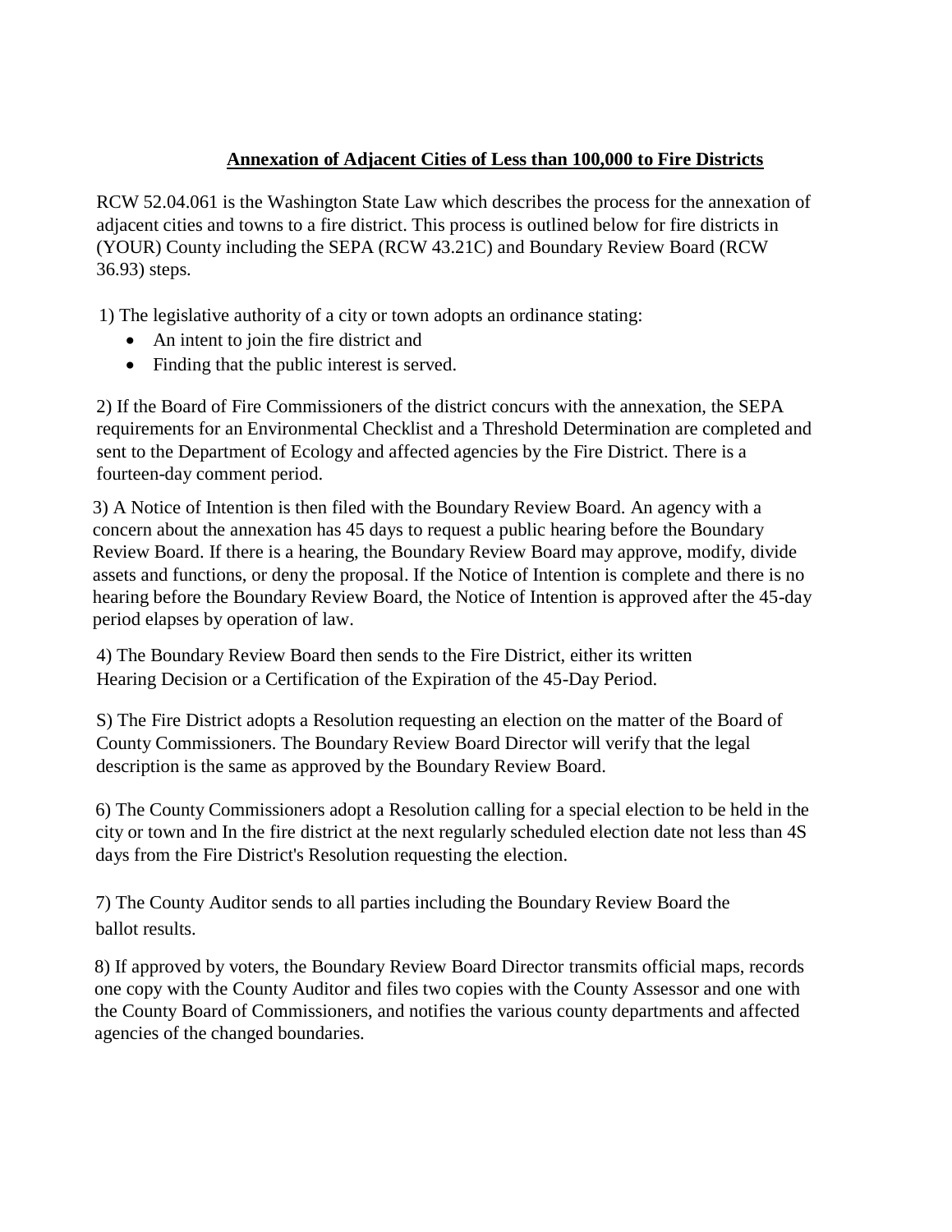## Annexation of Adjacent Cities of Less than 100,000 to Fire Districts

RCW 52.04.061 is the Washington State Law which describes the process for the annexation of adjacent cities and towns to a fire district. This process is outlined below for fire districts in (YOUR) County including the SEPA (RCW 43.21C) and Boundary Review Board (RCW 36.93) steps.

1) The legislative authority of a city or town adopts an ordinance stating:

- An intent to join the fire district and
- Finding that the public interest is served.

2) If the Board of Fire Commissioners of the district concurs with the annexation, the SEPA requirements for an Environmental Checklist and a Threshold Determination are completed and sent to the Department of Ecology and affected agencies by the Fire District. There is a fourteen-day comment period.

3) A Notice of Intention is then filed with the Boundary Review Board. An agency with a concern about the annexation has 45 days to request a public hearing before the Boundary Review Board. If there is a hearing, the Boundary Review Board may approve, modify, divide assets and functions, or deny the proposal. If the Notice of Intention is complete and there is no hearing before the Boundary Review Board, the Notice of Intention is approved after the 45-day period elapses by operation of law.

4) The Boundary Review Board then sends to the Fire District, either its written Hearing Decision or a Certification of the Expiration of the 45-Day Period.

S) The Fire District adopts a Resolution requesting an election on the matter of the Board of County Commissioners. The Boundary Review Board Director will verify that the legal description is the same as approved by the Boundary Review Board.

6) The County Commissioners adopt a Resolution calling for a special election to be held in the city or town and In the fire district at the next regularly scheduled election date not less than 4S days from the Fire District's Resolution requesting the election.

7) The County Auditor sends to all parties including the Boundary Review Board the ballot results.

8) If approved by voters, the Boundary Review Board Director transmits official maps, records one copy with the County Auditor and files two copies with the County Assessor and one with the County Board of Commissioners, and notifies the various county departments and affected agencies of the changed boundaries.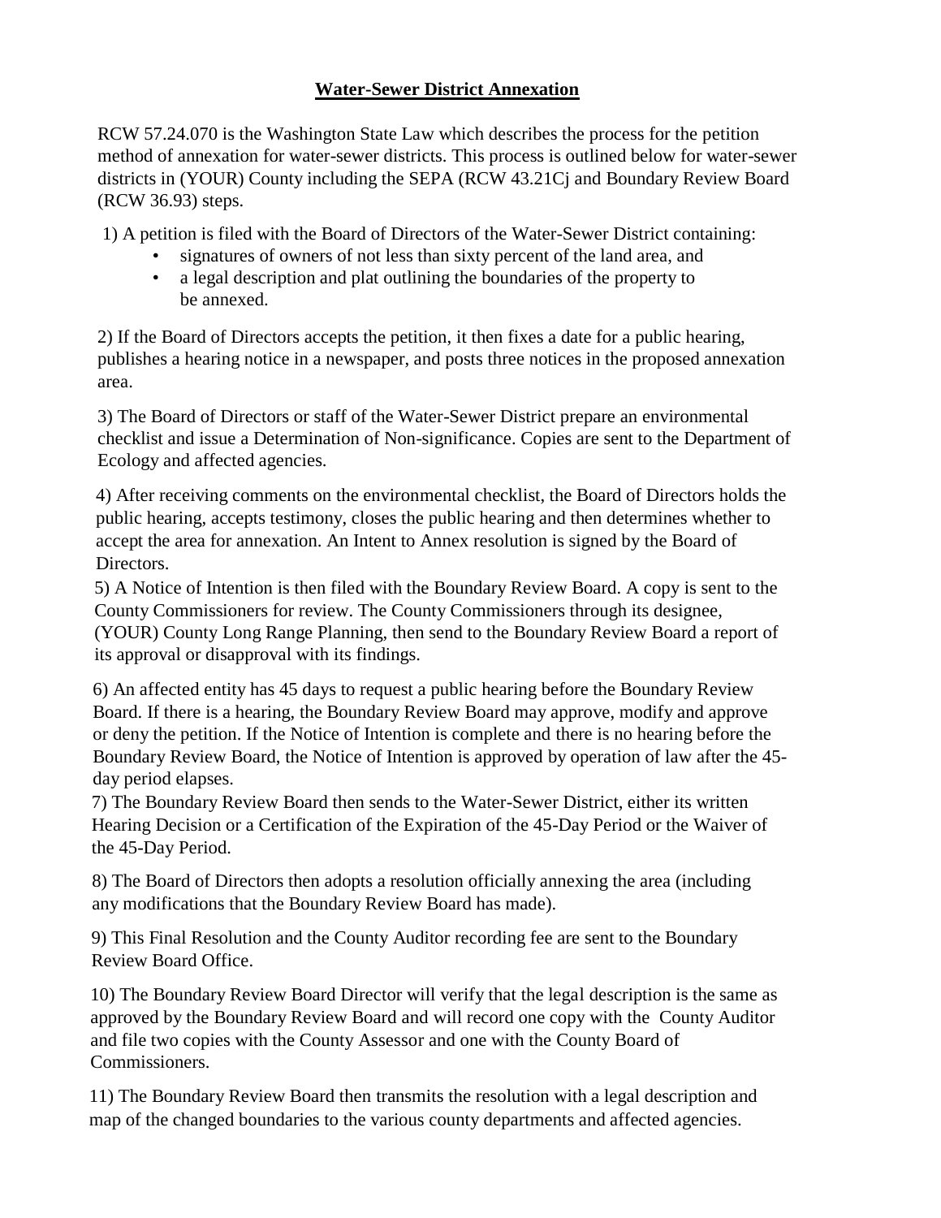# **Water-Sewer District Annexation**

RCW 57.24.070 is the Washington State Law which describes the process for the petition method of annexation for water-sewer districts. This process is outlined below for water-sewer districts in (YOUR) County including the SEPA (RCW 43.21Cj and Boundary Review Board (RCW 36.93) steps.

1) A petition is filed with the Board of Directors of the Water-Sewer District containing:
   - signatures of owners of not less than sixty percent of the land area, and
   - a legal description and plat outlining the boundaries of the property to be annexed.

2) If the Board of Directors accepts the petition, it then fixes a date for a public hearing, publishes a hearing notice in a newspaper, and posts three notices in the proposed annexation area.

3) The Board of Directors or staff of the Water-Sewer District prepare an environmental checklist and issue a Determination of Non-significance. Copies are sent to the Department of Ecology and affected agencies.

4) After receiving comments on the environmental checklist, the Board of Directors holds the public hearing, accepts testimony, closes the public hearing and then determines whether to accept the area for annexation. An Intent to Annex resolution is signed by the Board of Directors.

5) A Notice of Intention is then filed with the Boundary Review Board. A copy is sent to the County Commissioners for review. The County Commissioners through its designee, (YOUR) County Long Range Planning, then send to the Boundary Review Board a report of its approval or disapproval with its findings.

6) An affected entity has 45 days to request a public hearing before the Boundary Review Board. If there is a hearing, the Boundary Review Board may approve, modify and approve or deny the petition. If the Notice of Intention is complete and there is no hearing before the Boundary Review Board, the Notice of Intention is approved by operation of law after the 45-day period elapses.

7) The Boundary Review Board then sends to the Water-Sewer District, either its written Hearing Decision or a Certification of the Expiration of the 45-Day Period or the Waiver of the 45-Day Period.

8) The Board of Directors then adopts a resolution officially annexing the area (including any modifications that the Boundary Review Board has made).

9) This Final Resolution and the County Auditor recording fee are sent to the Boundary Review Board Office.

10) The Boundary Review Board Director will verify that the legal description is the same as approved by the Boundary Review Board and will record one copy with the County Auditor and file two copies with the County Assessor and one with the County Board of Commissioners.

11) The Boundary Review Board then transmits the resolution with a legal description and map of the changed boundaries to the various county departments and affected agencies.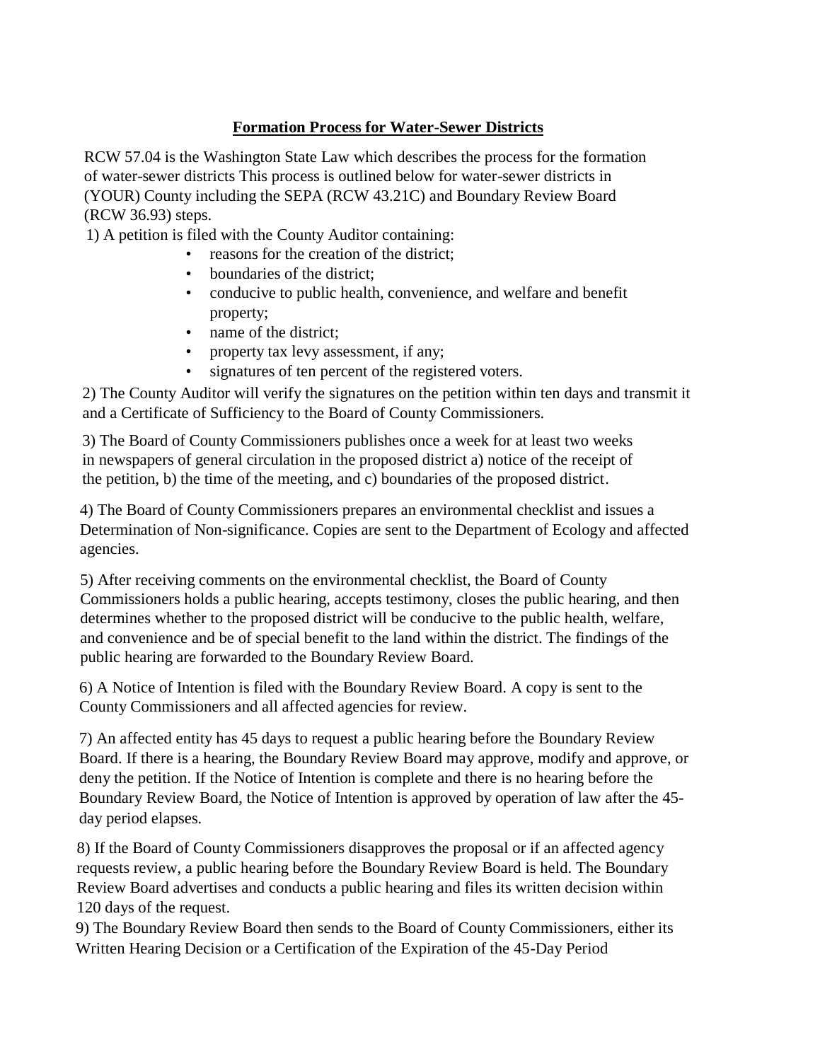## **Formation Process for Water-Sewer Districts**

RCW 57.04 is the Washington State Law which describes the process for the formation of water-sewer districts This process is outlined below for water-sewer districts in (YOUR) County including the SEPA (RCW 43.21C) and Boundary Review Board (RCW 36.93) steps.

1) A petition is filed with the County Auditor containing:
   - reasons for the creation of the district;
   - boundaries of the district;
   - conducive to public health, convenience, and welfare and benefit property;
   - name of the district;
   - property tax levy assessment, if any;
   - signatures of ten percent of the registered voters.

2) The County Auditor will verify the signatures on the petition within ten days and transmit it and a Certificate of Sufficiency to the Board of County Commissioners.

3) The Board of County Commissioners publishes once a week for at least two weeks in newspapers of general circulation in the proposed district a) notice of the receipt of the petition, b) the time of the meeting, and c) boundaries of the proposed district.

4) The Board of County Commissioners prepares an environmental checklist and issues a Determination of Non-significance. Copies are sent to the Department of Ecology and affected agencies.

5) After receiving comments on the environmental checklist, the Board of County Commissioners holds a public hearing, accepts testimony, closes the public hearing, and then determines whether to the proposed district will be conducive to the public health, welfare, and convenience and be of special benefit to the land within the district. The findings of the public hearing are forwarded to the Boundary Review Board.

6) A Notice of Intention is filed with the Boundary Review Board. A copy is sent to the County Commissioners and all affected agencies for review.

7) An affected entity has 45 days to request a public hearing before the Boundary Review Board. If there is a hearing, the Boundary Review Board may approve, modify and approve, or deny the petition. If the Notice of Intention is complete and there is no hearing before the Boundary Review Board, the Notice of Intention is approved by operation of law after the 45-day period elapses.

8) If the Board of County Commissioners disapproves the proposal or if an affected agency requests review, a public hearing before the Boundary Review Board is held. The Boundary Review Board advertises and conducts a public hearing and files its written decision within 120 days of the request.

9) The Boundary Review Board then sends to the Board of County Commissioners, either its Written Hearing Decision or a Certification of the Expiration of the 45-Day Period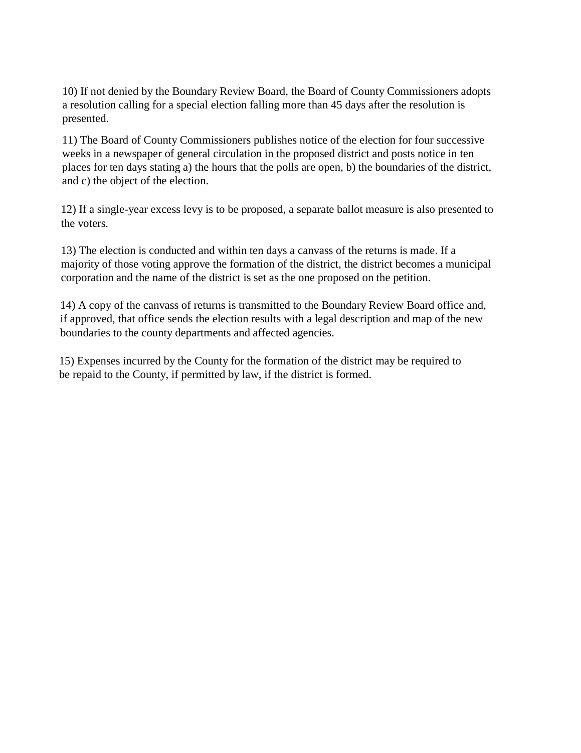10) If not denied by the Boundary Review Board, the Board of County Commissioners adopts a resolution calling for a special election falling more than 45 days after the resolution is presented.

11) The Board of County Commissioners publishes notice of the election for four successive weeks in a newspaper of general circulation in the proposed district and posts notice in ten places for ten days stating a) the hours that the polls are open, b) the boundaries of the district, and c) the object of the election.

12) If a single-year excess levy is to be proposed, a separate ballot measure is also presented to the voters.

13) The election is conducted and within ten days a canvass of the returns is made. If a majority of those voting approve the formation of the district, the district becomes a municipal corporation and the name of the district is set as the one proposed on the petition.

14) A copy of the canvass of returns is transmitted to the Boundary Review Board office and, if approved, that office sends the election results with a legal description and map of the new boundaries to the county departments and affected agencies.

15) Expenses incurred by the County for the formation of the district may be required to be repaid to the County, if permitted by law, if the district is formed.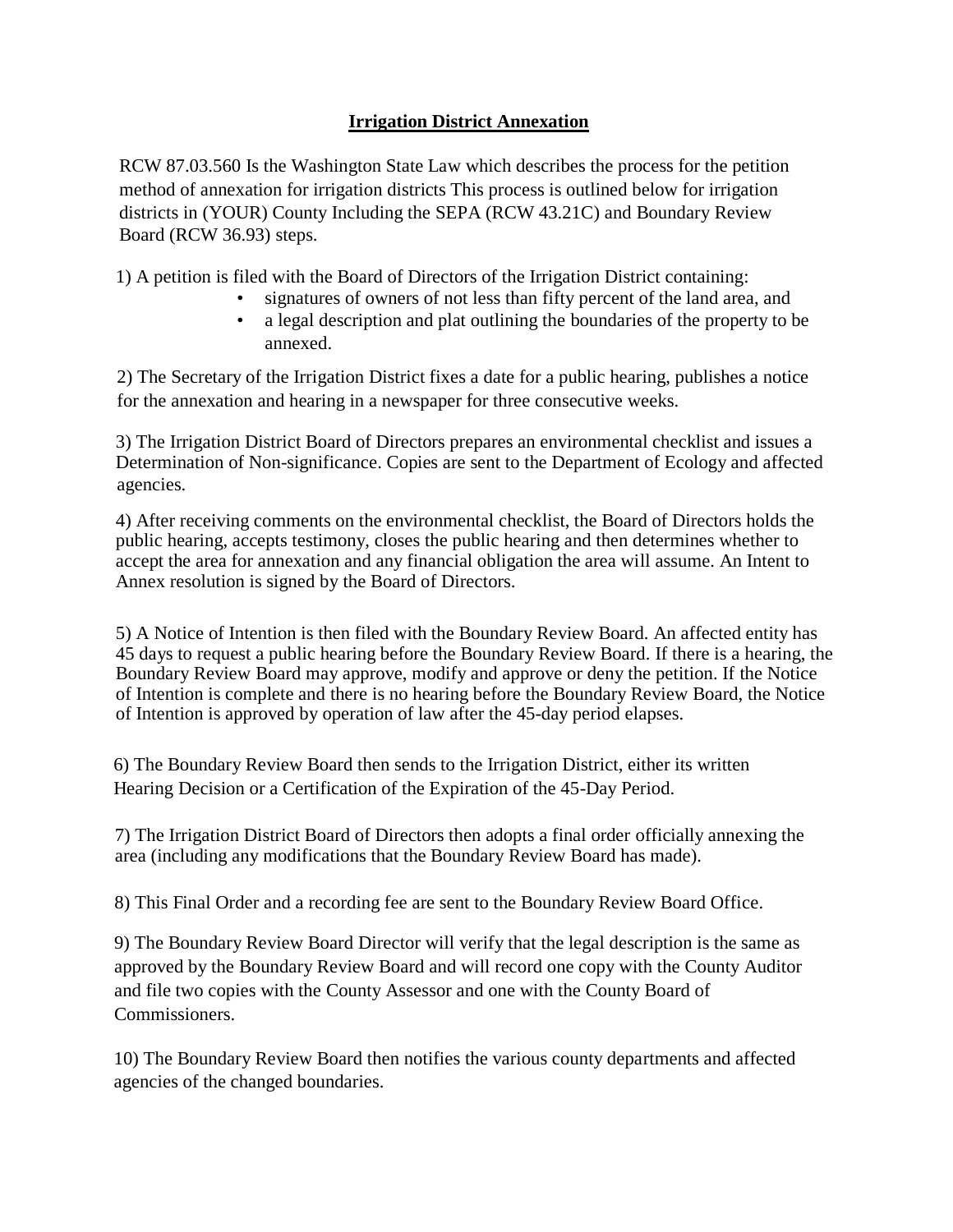# Irrigation District Annexation

RCW 87.03.560 Is the Washington State Law which describes the process for the petition method of annexation for irrigation districts This process is outlined below for irrigation districts in (YOUR) County Including the SEPA (RCW 43.21C) and Boundary Review Board (RCW 36.93) steps.

1) A petition is filed with the Board of Directors of the Irrigation District containing:

- signatures of owners of not less than fifty percent of the land area, and
- a legal description and plat outlining the boundaries of the property to be annexed.

2) The Secretary of the Irrigation District fixes a date for a public hearing, publishes a notice for the annexation and hearing in a newspaper for three consecutive weeks.

3) The Irrigation District Board of Directors prepares an environmental checklist and issues a Determination of Non-significance. Copies are sent to the Department of Ecology and affected agencies.

4) After receiving comments on the environmental checklist, the Board of Directors holds the public hearing, accepts testimony, closes the public hearing and then determines whether to accept the area for annexation and any financial obligation the area will assume. An Intent to Annex resolution is signed by the Board of Directors.

5) A Notice of Intention is then filed with the Boundary Review Board. An affected entity has 45 days to request a public hearing before the Boundary Review Board. If there is a hearing, the Boundary Review Board may approve, modify and approve or deny the petition. If the Notice of Intention is complete and there is no hearing before the Boundary Review Board, the Notice of Intention is approved by operation of law after the 45-day period elapses.

6) The Boundary Review Board then sends to the Irrigation District, either its written Hearing Decision or a Certification of the Expiration of the 45-Day Period.

7) The Irrigation District Board of Directors then adopts a final order officially annexing the area (including any modifications that the Boundary Review Board has made).

8) This Final Order and a recording fee are sent to the Boundary Review Board Office.

9) The Boundary Review Board Director will verify that the legal description is the same as approved by the Boundary Review Board and will record one copy with the County Auditor and file two copies with the County Assessor and one with the County Board of Commissioners.

10) The Boundary Review Board then notifies the various county departments and affected agencies of the changed boundaries.